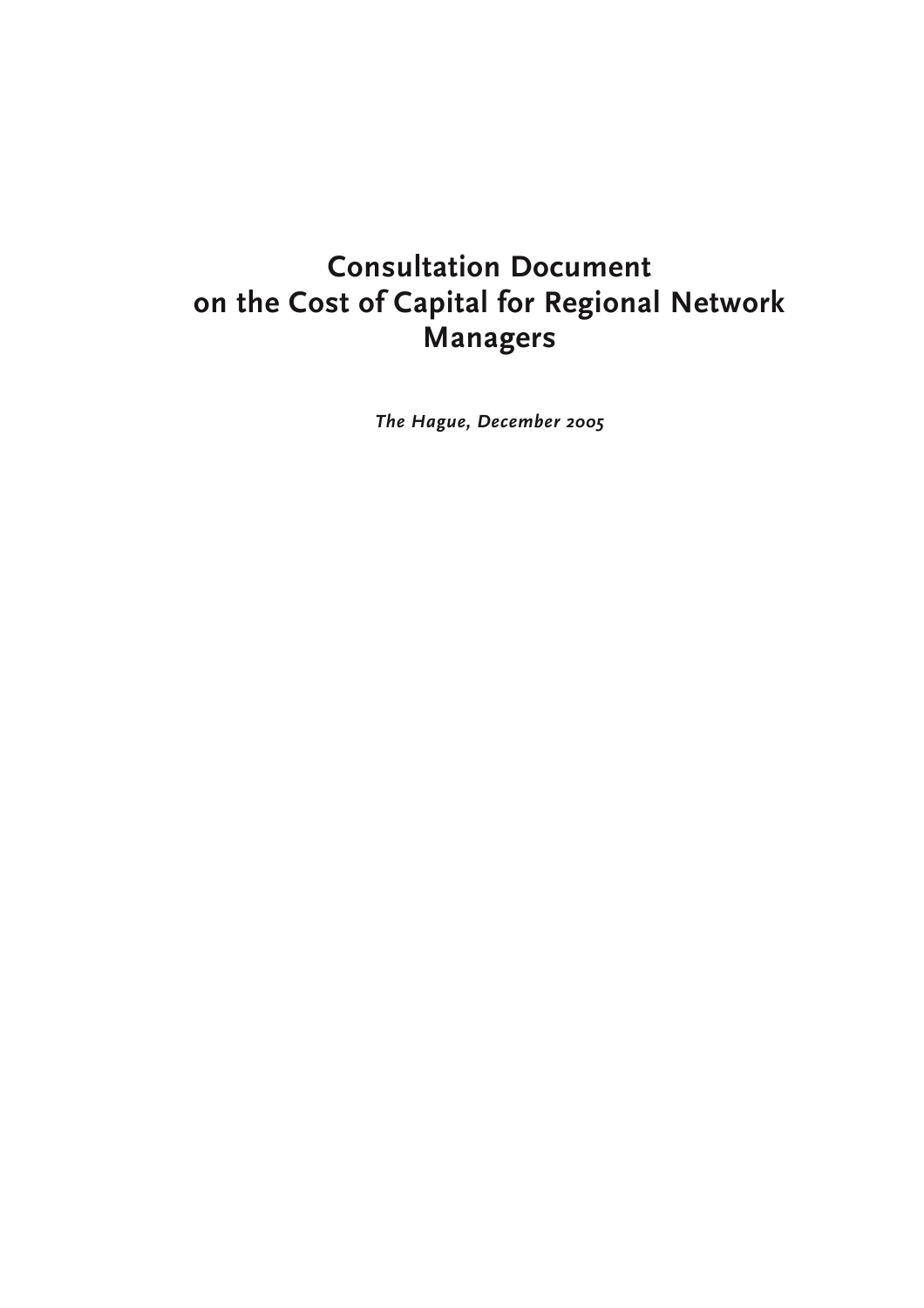# Consultation Document on the Cost of Capital for Regional Network Managers

*The Hague, December 2005*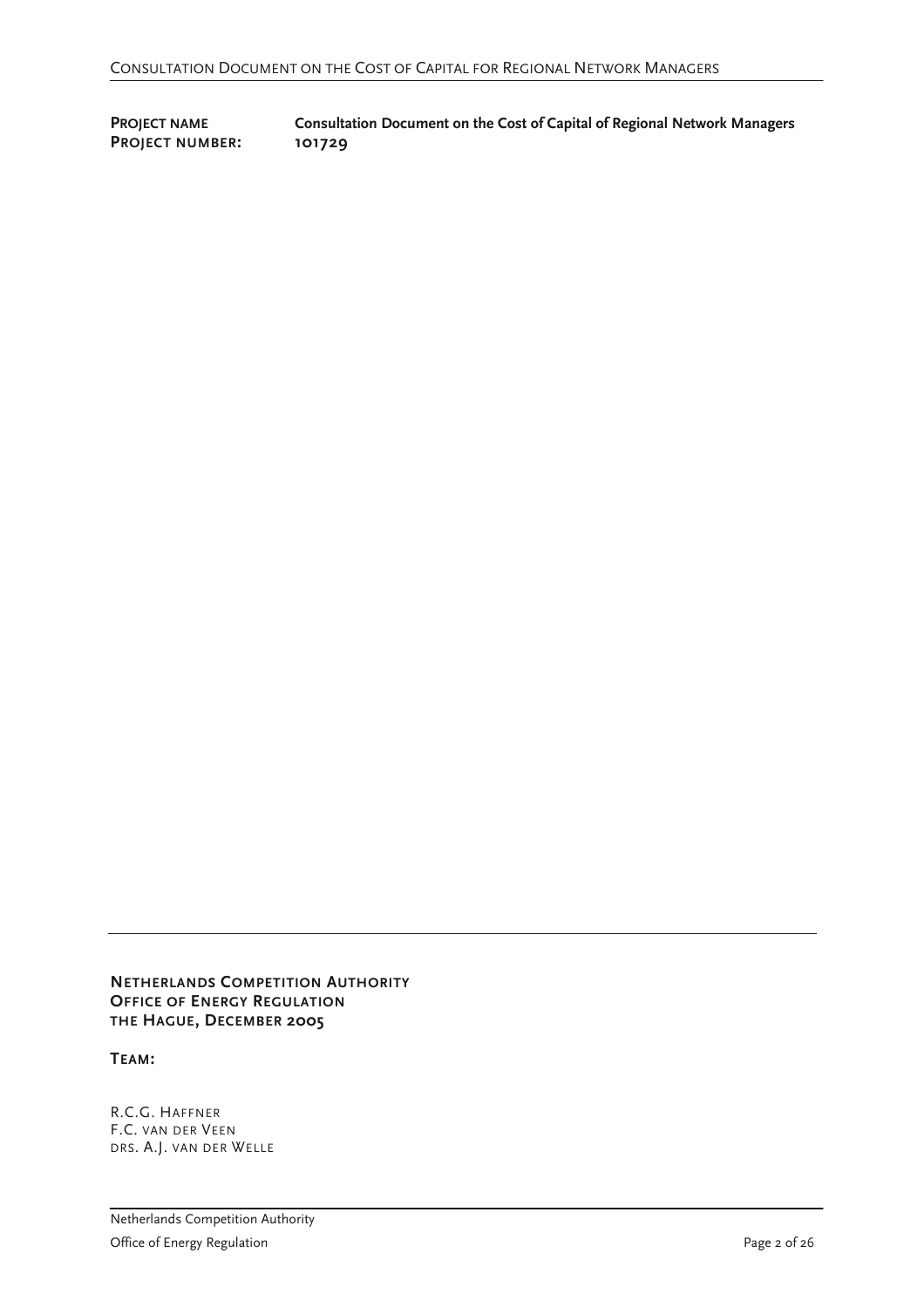| **PROJECT NAME** | **Consultation Document on the Cost of Capital of Regional Network Managers** |
| --- | --- |
| **PROJECT NUMBER:** | **101729** |

**NETHERLANDS COMPETITION AUTHORITY**
**OFFICE OF ENERGY REGULATION**
**THE HAGUE, DECEMBER 2005**

**TEAM:**

R.C.G. HAFFNER
F.C. VAN DER VEEN
DRS. A.J. VAN DER WELLE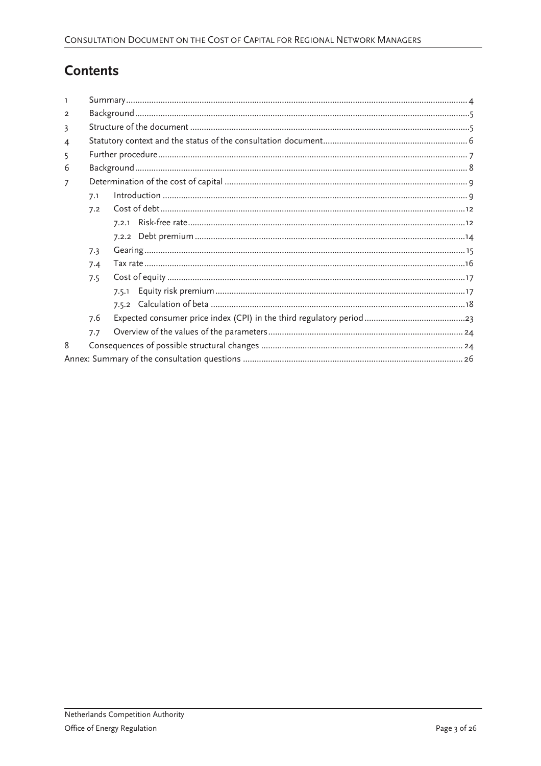# Contents

1 Summary ... 4
2 Background ... 5
3 Structure of the document ... 5
4 Statutory context and the status of the consultation document ... 6
5 Further procedure ... 7
6 Background ... 8
7 Determination of the cost of capital ... 9
 7.1 Introduction ... 9
 7.2 Cost of debt ... 12
  7.2.1 Risk-free rate ... 12
  7.2.2 Debt premium ... 14
 7.3 Gearing ... 15
 7.4 Tax rate ... 16
 7.5 Cost of equity ... 17
  7.5.1 Equity risk premium ... 17
  7.5.2 Calculation of beta ... 18
 7.6 Expected consumer price index (CPI) in the third regulatory period ... 23
 7.7 Overview of the values of the parameters ... 24
8 Consequences of possible structural changes ... 24
Annex: Summary of the consultation questions ... 26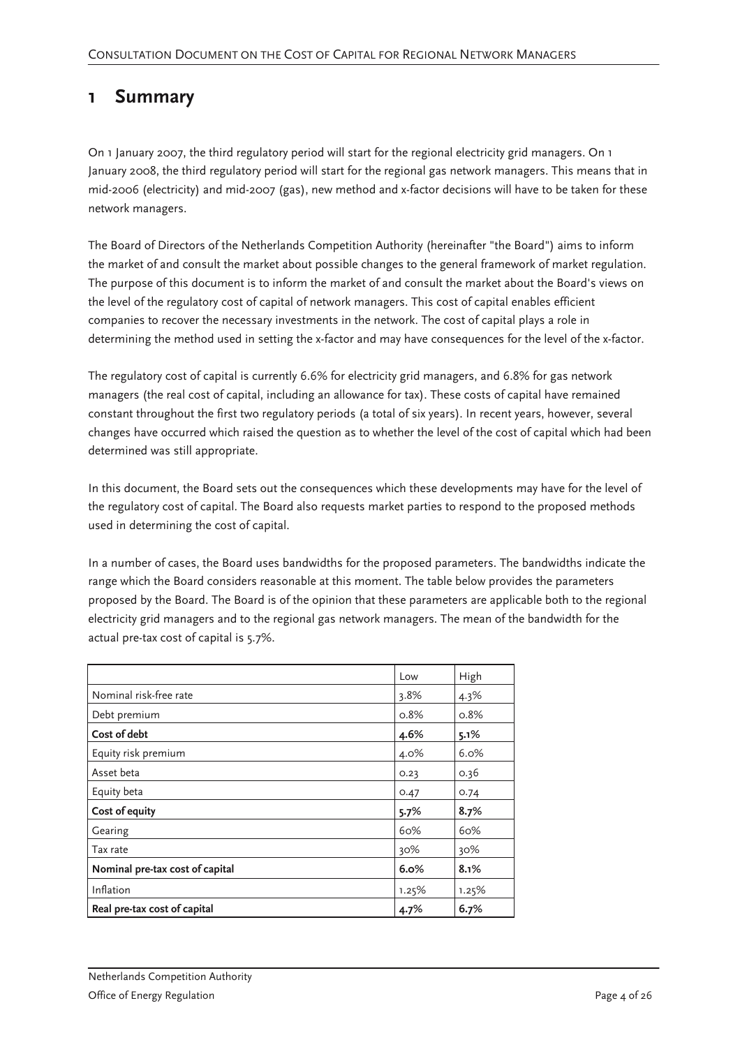# 1 Summary

On 1 January 2007, the third regulatory period will start for the regional electricity grid managers. On 1 January 2008, the third regulatory period will start for the regional gas network managers. This means that in mid-2006 (electricity) and mid-2007 (gas), new method and x-factor decisions will have to be taken for these network managers.

The Board of Directors of the Netherlands Competition Authority (hereinafter "the Board") aims to inform the market of and consult the market about possible changes to the general framework of market regulation. The purpose of this document is to inform the market of and consult the market about the Board's views on the level of the regulatory cost of capital of network managers. This cost of capital enables efficient companies to recover the necessary investments in the network. The cost of capital plays a role in determining the method used in setting the x-factor and may have consequences for the level of the x-factor.

The regulatory cost of capital is currently 6.6% for electricity grid managers, and 6.8% for gas network managers (the real cost of capital, including an allowance for tax). These costs of capital have remained constant throughout the first two regulatory periods (a total of six years). In recent years, however, several changes have occurred which raised the question as to whether the level of the cost of capital which had been determined was still appropriate.

In this document, the Board sets out the consequences which these developments may have for the level of the regulatory cost of capital. The Board also requests market parties to respond to the proposed methods used in determining the cost of capital.

In a number of cases, the Board uses bandwidths for the proposed parameters. The bandwidths indicate the range which the Board considers reasonable at this moment. The table below provides the parameters proposed by the Board. The Board is of the opinion that these parameters are applicable both to the regional electricity grid managers and to the regional gas network managers. The mean of the bandwidth for the actual pre-tax cost of capital is 5.7%.

| | Low | High |
|---|---|---|
| Nominal risk-free rate | 3.8% | 4.3% |
| Debt premium | 0.8% | 0.8% |
| **Cost of debt** | **4.6%** | **5.1%** |
| Equity risk premium | 4.0% | 6.0% |
| Asset beta | 0.23 | 0.36 |
| Equity beta | 0.47 | 0.74 |
| **Cost of equity** | **5.7%** | **8.7%** |
| Gearing | 60% | 60% |
| Tax rate | 30% | 30% |
| **Nominal pre-tax cost of capital** | **6.0%** | **8.1%** |
| Inflation | 1.25% | 1.25% |
| **Real pre-tax cost of capital** | **4.7%** | **6.7%** |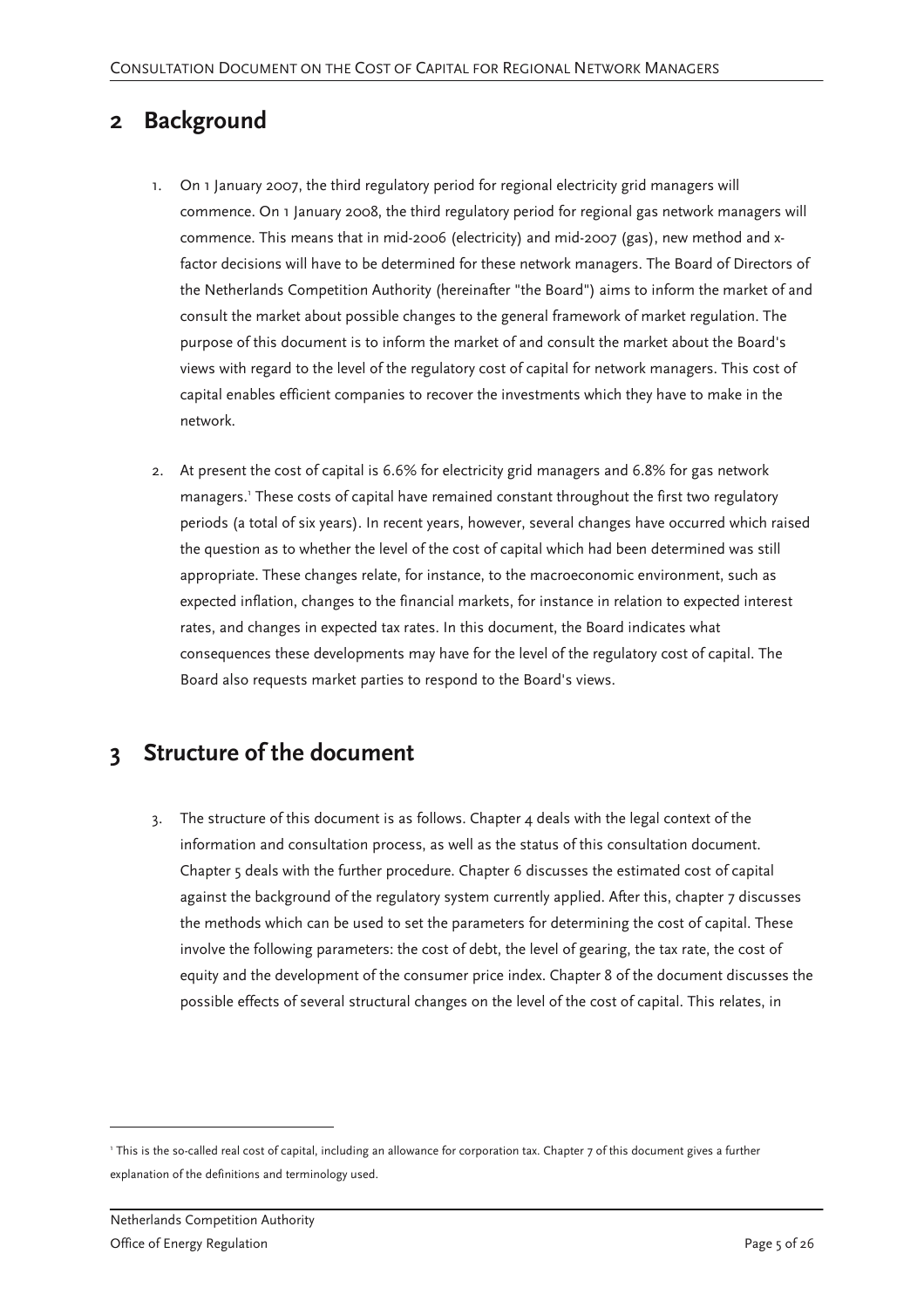## 2 Background

1. On 1 January 2007, the third regulatory period for regional electricity grid managers will commence. On 1 January 2008, the third regulatory period for regional gas network managers will commence. This means that in mid-2006 (electricity) and mid-2007 (gas), new method and x-factor decisions will have to be determined for these network managers. The Board of Directors of the Netherlands Competition Authority (hereinafter "the Board") aims to inform the market of and consult the market about possible changes to the general framework of market regulation. The purpose of this document is to inform the market of and consult the market about the Board's views with regard to the level of the regulatory cost of capital for network managers. This cost of capital enables efficient companies to recover the investments which they have to make in the network.

2. At present the cost of capital is 6.6% for electricity grid managers and 6.8% for gas network managers.[1] These costs of capital have remained constant throughout the first two regulatory periods (a total of six years). In recent years, however, several changes have occurred which raised the question as to whether the level of the cost of capital which had been determined was still appropriate. These changes relate, for instance, to the macroeconomic environment, such as expected inflation, changes to the financial markets, for instance in relation to expected interest rates, and changes in expected tax rates. In this document, the Board indicates what consequences these developments may have for the level of the regulatory cost of capital. The Board also requests market parties to respond to the Board's views.

## 3 Structure of the document

3. The structure of this document is as follows. Chapter 4 deals with the legal context of the information and consultation process, as well as the status of this consultation document. Chapter 5 deals with the further procedure. Chapter 6 discusses the estimated cost of capital against the background of the regulatory system currently applied. After this, chapter 7 discusses the methods which can be used to set the parameters for determining the cost of capital. These involve the following parameters: the cost of debt, the level of gearing, the tax rate, the cost of equity and the development of the consumer price index. Chapter 8 of the document discusses the possible effects of several structural changes on the level of the cost of capital. This relates, in

[1] This is the so-called real cost of capital, including an allowance for corporation tax. Chapter 7 of this document gives a further explanation of the definitions and terminology used.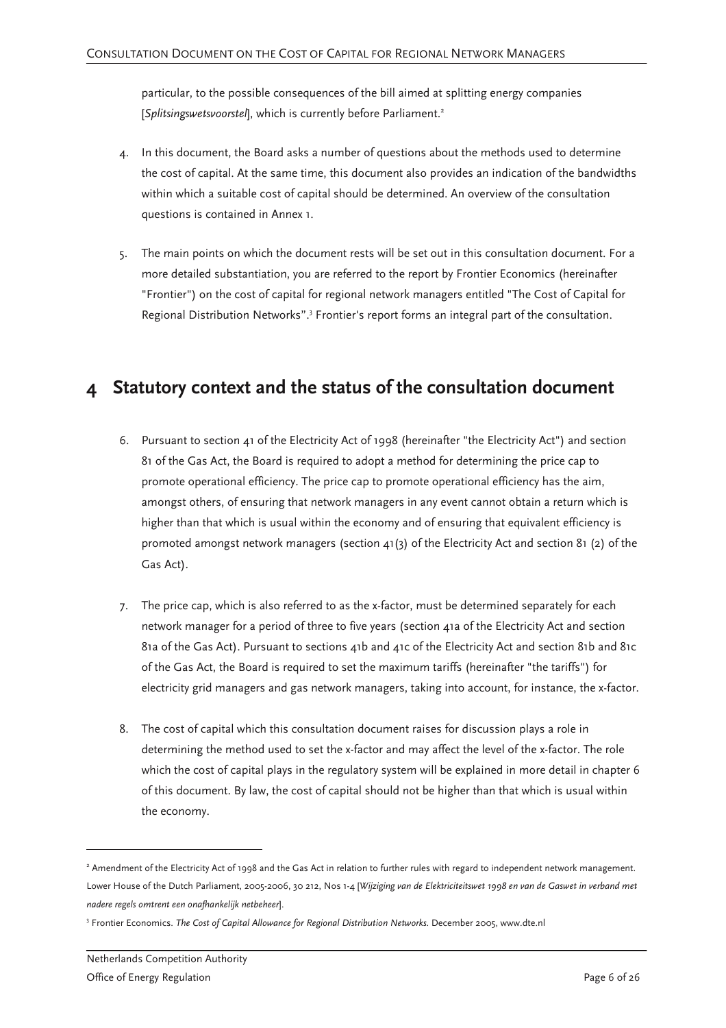particular, to the possible consequences of the bill aimed at splitting energy companies [*Splitsingswetsvoorstel*], which is currently before Parliament.[2]

4. In this document, the Board asks a number of questions about the methods used to determine the cost of capital. At the same time, this document also provides an indication of the bandwidths within which a suitable cost of capital should be determined. An overview of the consultation questions is contained in Annex 1.

5. The main points on which the document rests will be set out in this consultation document. For a more detailed substantiation, you are referred to the report by Frontier Economics (hereinafter "Frontier") on the cost of capital for regional network managers entitled "The Cost of Capital for Regional Distribution Networks".[3] Frontier's report forms an integral part of the consultation.

# 4 Statutory context and the status of the consultation document

6. Pursuant to section 41 of the Electricity Act of 1998 (hereinafter "the Electricity Act") and section 81 of the Gas Act, the Board is required to adopt a method for determining the price cap to promote operational efficiency. The price cap to promote operational efficiency has the aim, amongst others, of ensuring that network managers in any event cannot obtain a return which is higher than that which is usual within the economy and of ensuring that equivalent efficiency is promoted amongst network managers (section 41(3) of the Electricity Act and section 81 (2) of the Gas Act).

7. The price cap, which is also referred to as the x-factor, must be determined separately for each network manager for a period of three to five years (section 41a of the Electricity Act and section 81a of the Gas Act). Pursuant to sections 41b and 41c of the Electricity Act and section 81b and 81c of the Gas Act, the Board is required to set the maximum tariffs (hereinafter "the tariffs") for electricity grid managers and gas network managers, taking into account, for instance, the x-factor.

8. The cost of capital which this consultation document raises for discussion plays a role in determining the method used to set the x-factor and may affect the level of the x-factor. The role which the cost of capital plays in the regulatory system will be explained in more detail in chapter 6 of this document. By law, the cost of capital should not be higher than that which is usual within the economy.

---

[2] Amendment of the Electricity Act of 1998 and the Gas Act in relation to further rules with regard to independent network management. Lower House of the Dutch Parliament, 2005-2006, 30 212, Nos 1-4 [*Wijziging van de Elektriciteitswet 1998 en van de Gaswet in verband met nadere regels omtrent een onafhankelijk netbeheer*].

[3] Frontier Economics. *The Cost of Capital Allowance for Regional Distribution Networks.* December 2005, www.dte.nl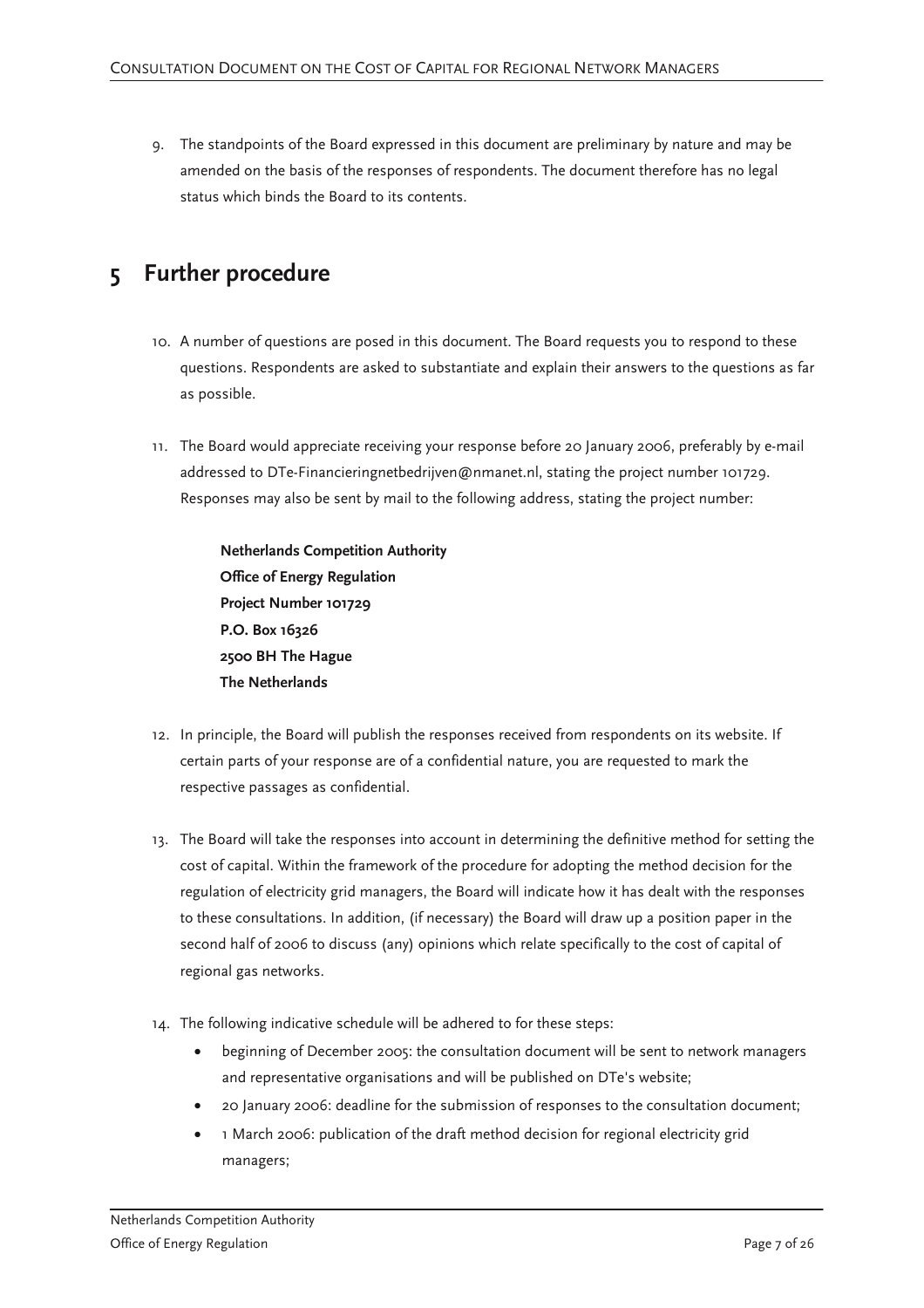9. The standpoints of the Board expressed in this document are preliminary by nature and may be amended on the basis of the responses of respondents. The document therefore has no legal status which binds the Board to its contents.

# 5 Further procedure

10. A number of questions are posed in this document. The Board requests you to respond to these questions. Respondents are asked to substantiate and explain their answers to the questions as far as possible.

11. The Board would appreciate receiving your response before 20 January 2006, preferably by e-mail addressed to DTe-Financieringnetbedrijven@nmanet.nl, stating the project number 101729. Responses may also be sent by mail to the following address, stating the project number:

    **Netherlands Competition Authority**
    **Office of Energy Regulation**
    **Project Number 101729**
    **P.O. Box 16326**
    **2500 BH The Hague**
    **The Netherlands**

12. In principle, the Board will publish the responses received from respondents on its website. If certain parts of your response are of a confidential nature, you are requested to mark the respective passages as confidential.

13. The Board will take the responses into account in determining the definitive method for setting the cost of capital. Within the framework of the procedure for adopting the method decision for the regulation of electricity grid managers, the Board will indicate how it has dealt with the responses to these consultations. In addition, (if necessary) the Board will draw up a position paper in the second half of 2006 to discuss (any) opinions which relate specifically to the cost of capital of regional gas networks.

14. The following indicative schedule will be adhered to for these steps:
    - beginning of December 2005: the consultation document will be sent to network managers and representative organisations and will be published on DTe's website;
    - 20 January 2006: deadline for the submission of responses to the consultation document;
    - 1 March 2006: publication of the draft method decision for regional electricity grid managers;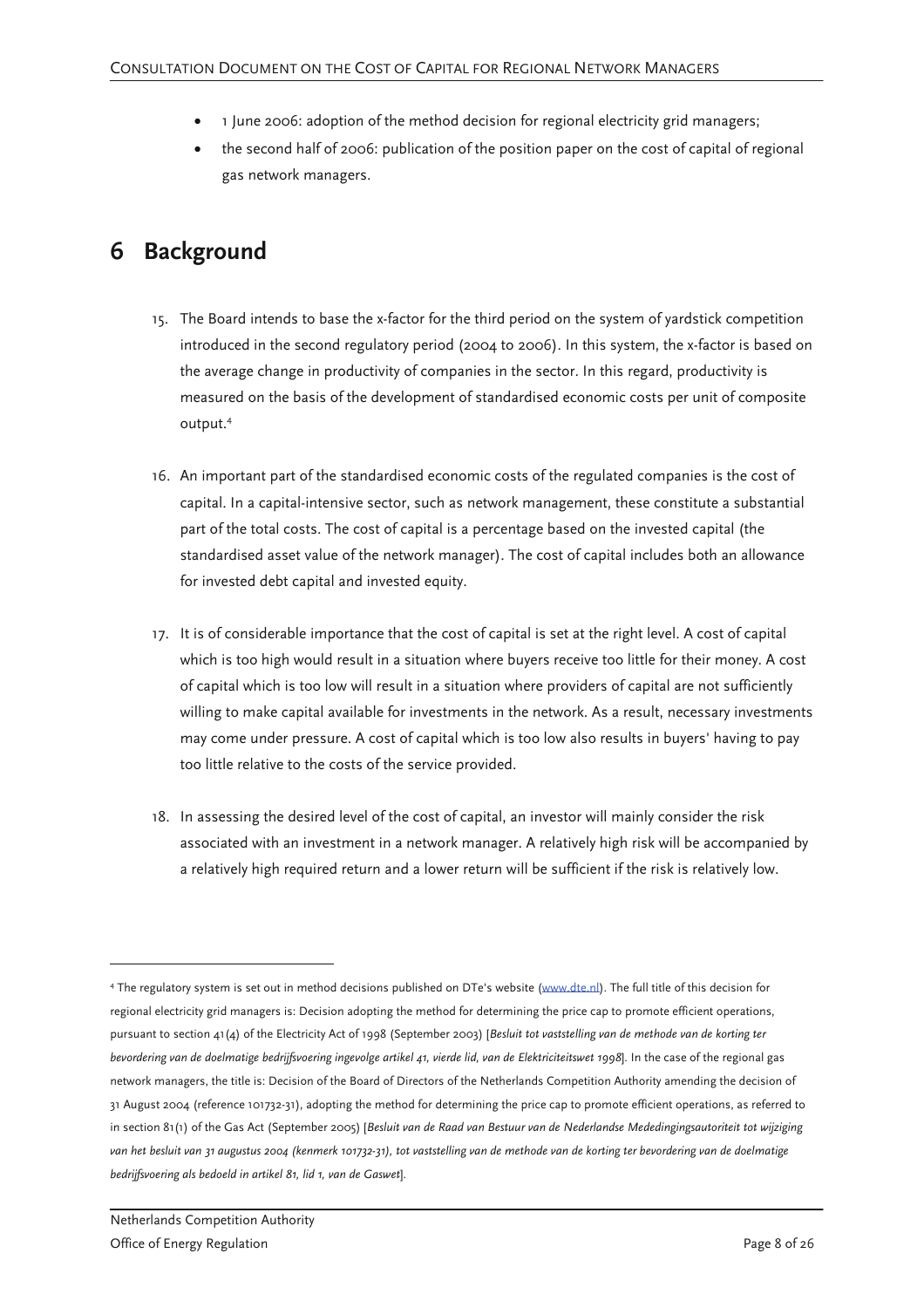- 1 June 2006: adoption of the method decision for regional electricity grid managers;
- the second half of 2006: publication of the position paper on the cost of capital of regional gas network managers.

# 6 Background

15. The Board intends to base the x-factor for the third period on the system of yardstick competition introduced in the second regulatory period (2004 to 2006). In this system, the x-factor is based on the average change in productivity of companies in the sector. In this regard, productivity is measured on the basis of the development of standardised economic costs per unit of composite output.[4]

16. An important part of the standardised economic costs of the regulated companies is the cost of capital. In a capital-intensive sector, such as network management, these constitute a substantial part of the total costs. The cost of capital is a percentage based on the invested capital (the standardised asset value of the network manager). The cost of capital includes both an allowance for invested debt capital and invested equity.

17. It is of considerable importance that the cost of capital is set at the right level. A cost of capital which is too high would result in a situation where buyers receive too little for their money. A cost of capital which is too low will result in a situation where providers of capital are not sufficiently willing to make capital available for investments in the network. As a result, necessary investments may come under pressure. A cost of capital which is too low also results in buyers' having to pay too little relative to the costs of the service provided.

18. In assessing the desired level of the cost of capital, an investor will mainly consider the risk associated with an investment in a network manager. A relatively high risk will be accompanied by a relatively high required return and a lower return will be sufficient if the risk is relatively low.

---

[4] The regulatory system is set out in method decisions published on DTe's website (www.dte.nl). The full title of this decision for regional electricity grid managers is: Decision adopting the method for determining the price cap to promote efficient operations, pursuant to section 41(4) of the Electricity Act of 1998 (September 2003) [*Besluit tot vaststelling van de methode van de korting ter bevordering van de doelmatige bedrijfsvoering ingevolge artikel 41, vierde lid, van de Elektriciteitswet 1998*]. In the case of the regional gas network managers, the title is: Decision of the Board of Directors of the Netherlands Competition Authority amending the decision of 31 August 2004 (reference 101732-31), adopting the method for determining the price cap to promote efficient operations, as referred to in section 81(1) of the Gas Act (September 2005) [*Besluit van de Raad van Bestuur van de Nederlandse Mededingingsautoriteit tot wijziging van het besluit van 31 augustus 2004 (kenmerk 101732-31), tot vaststelling van de methode van de korting ter bevordering van de doelmatige bedrijfsvoering als bedoeld in artikel 81, lid 1, van de Gaswet*].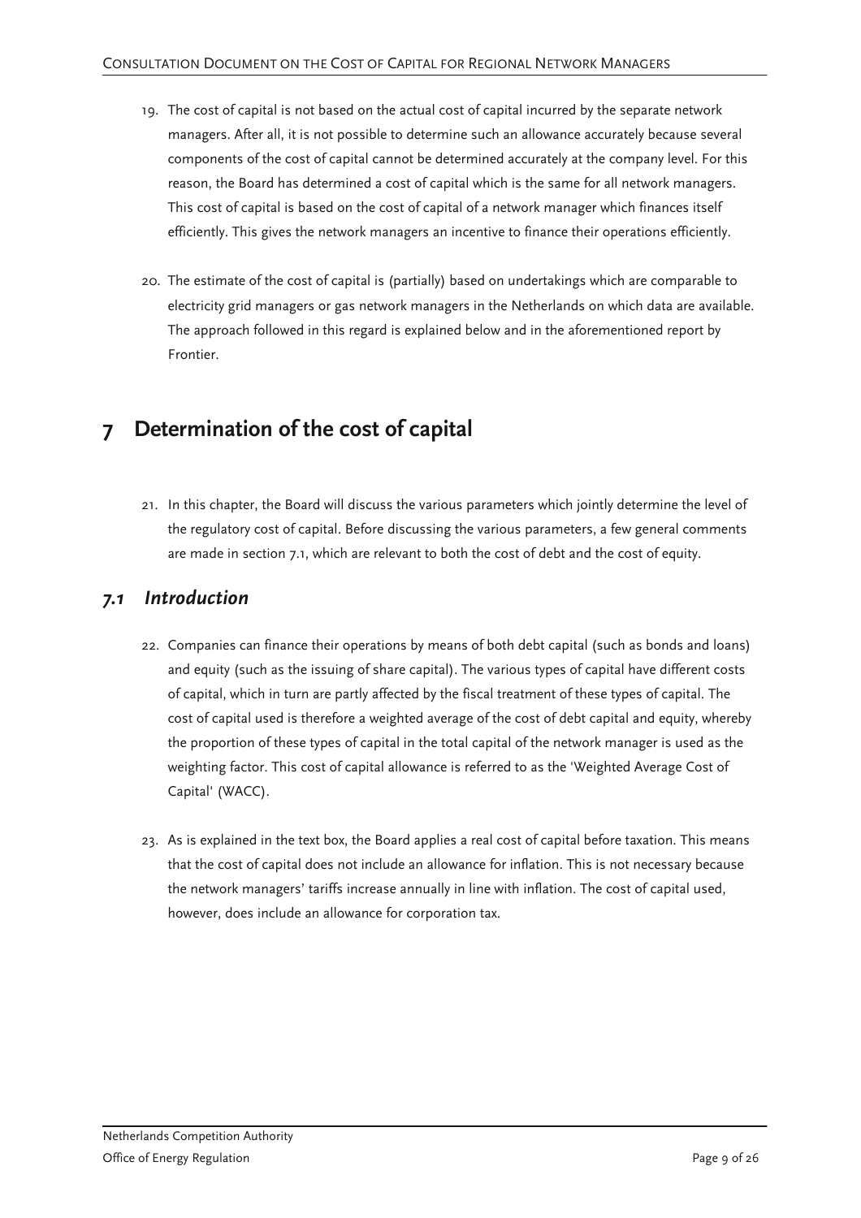19. The cost of capital is not based on the actual cost of capital incurred by the separate network managers. After all, it is not possible to determine such an allowance accurately because several components of the cost of capital cannot be determined accurately at the company level. For this reason, the Board has determined a cost of capital which is the same for all network managers. This cost of capital is based on the cost of capital of a network manager which finances itself efficiently. This gives the network managers an incentive to finance their operations efficiently.

20. The estimate of the cost of capital is (partially) based on undertakings which are comparable to electricity grid managers or gas network managers in the Netherlands on which data are available. The approach followed in this regard is explained below and in the aforementioned report by Frontier.

# 7 Determination of the cost of capital

21. In this chapter, the Board will discuss the various parameters which jointly determine the level of the regulatory cost of capital. Before discussing the various parameters, a few general comments are made in section 7.1, which are relevant to both the cost of debt and the cost of equity.

## *7.1 Introduction*

22. Companies can finance their operations by means of both debt capital (such as bonds and loans) and equity (such as the issuing of share capital). The various types of capital have different costs of capital, which in turn are partly affected by the fiscal treatment of these types of capital. The cost of capital used is therefore a weighted average of the cost of debt capital and equity, whereby the proportion of these types of capital in the total capital of the network manager is used as the weighting factor. This cost of capital allowance is referred to as the 'Weighted Average Cost of Capital' (WACC).

23. As is explained in the text box, the Board applies a real cost of capital before taxation. This means that the cost of capital does not include an allowance for inflation. This is not necessary because the network managers' tariffs increase annually in line with inflation. The cost of capital used, however, does include an allowance for corporation tax.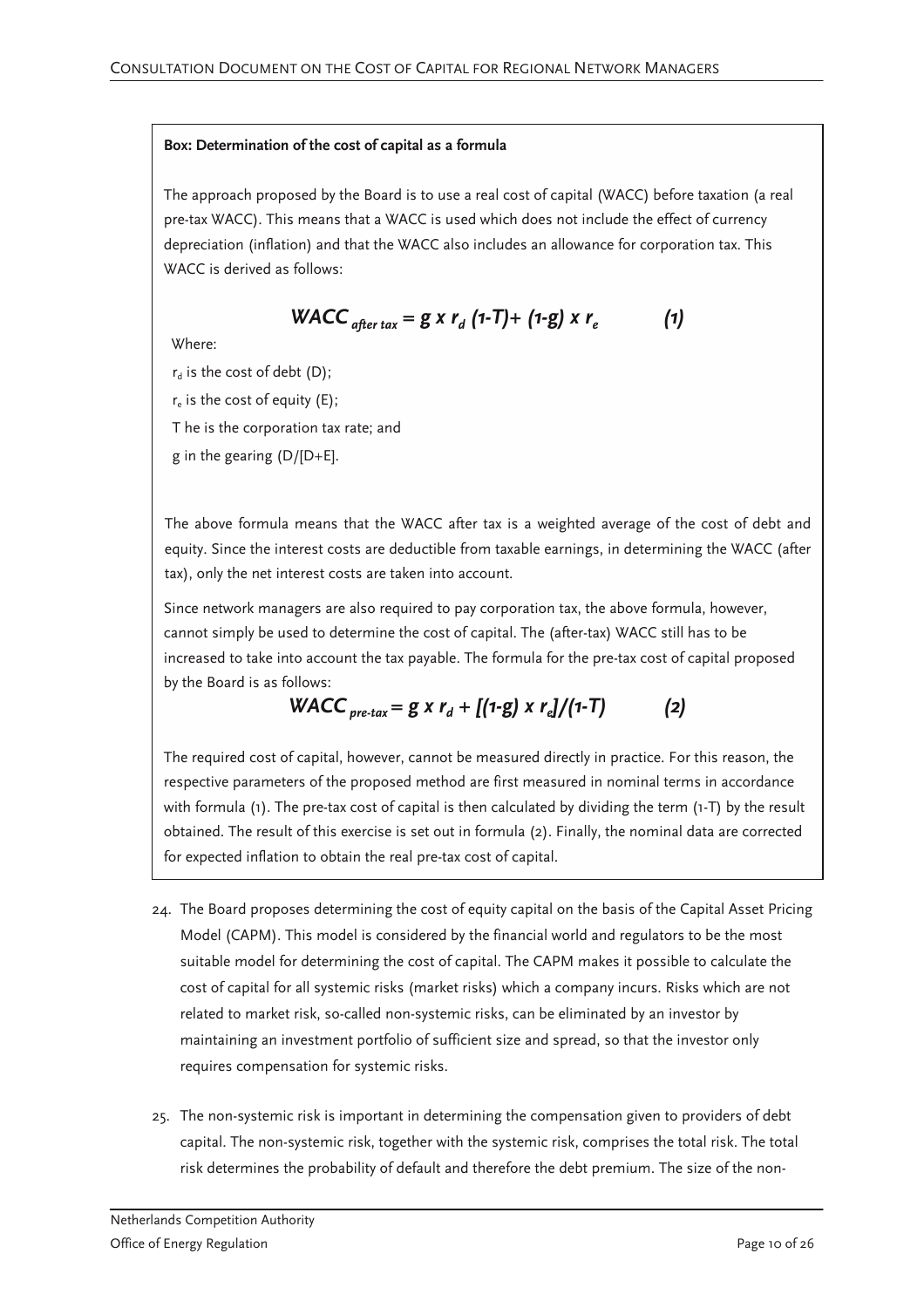**Box: Determination of the cost of capital as a formula**

The approach proposed by the Board is to use a real cost of capital (WACC) before taxation (a real pre-tax WACC). This means that a WACC is used which does not include the effect of currency depreciation (inflation) and that the WACC also includes an allowance for corporation tax. This WACC is derived as follows:

$$WACC_{after\ tax} = g \times r_d\ (1-T) + (1-g) \times r_e \qquad (1)$$

Where:

$r_d$ is the cost of debt (D);

$r_e$ is the cost of equity (E);

T he is the corporation tax rate; and

g in the gearing (D/[D+E].

The above formula means that the WACC after tax is a weighted average of the cost of debt and equity. Since the interest costs are deductible from taxable earnings, in determining the WACC (after tax), only the net interest costs are taken into account.

Since network managers are also required to pay corporation tax, the above formula, however, cannot simply be used to determine the cost of capital. The (after-tax) WACC still has to be increased to take into account the tax payable. The formula for the pre-tax cost of capital proposed by the Board is as follows:

$$WACC_{pre-tax} = g \times r_d + [(1-g) \times r_e]/(1-T) \qquad (2)$$

The required cost of capital, however, cannot be measured directly in practice. For this reason, the respective parameters of the proposed method are first measured in nominal terms in accordance with formula (1). The pre-tax cost of capital is then calculated by dividing the term (1-T) by the result obtained. The result of this exercise is set out in formula (2). Finally, the nominal data are corrected for expected inflation to obtain the real pre-tax cost of capital.

24. The Board proposes determining the cost of equity capital on the basis of the Capital Asset Pricing Model (CAPM). This model is considered by the financial world and regulators to be the most suitable model for determining the cost of capital. The CAPM makes it possible to calculate the cost of capital for all systemic risks (market risks) which a company incurs. Risks which are not related to market risk, so-called non-systemic risks, can be eliminated by an investor by maintaining an investment portfolio of sufficient size and spread, so that the investor only requires compensation for systemic risks.

25. The non-systemic risk is important in determining the compensation given to providers of debt capital. The non-systemic risk, together with the systemic risk, comprises the total risk. The total risk determines the probability of default and therefore the debt premium. The size of the non-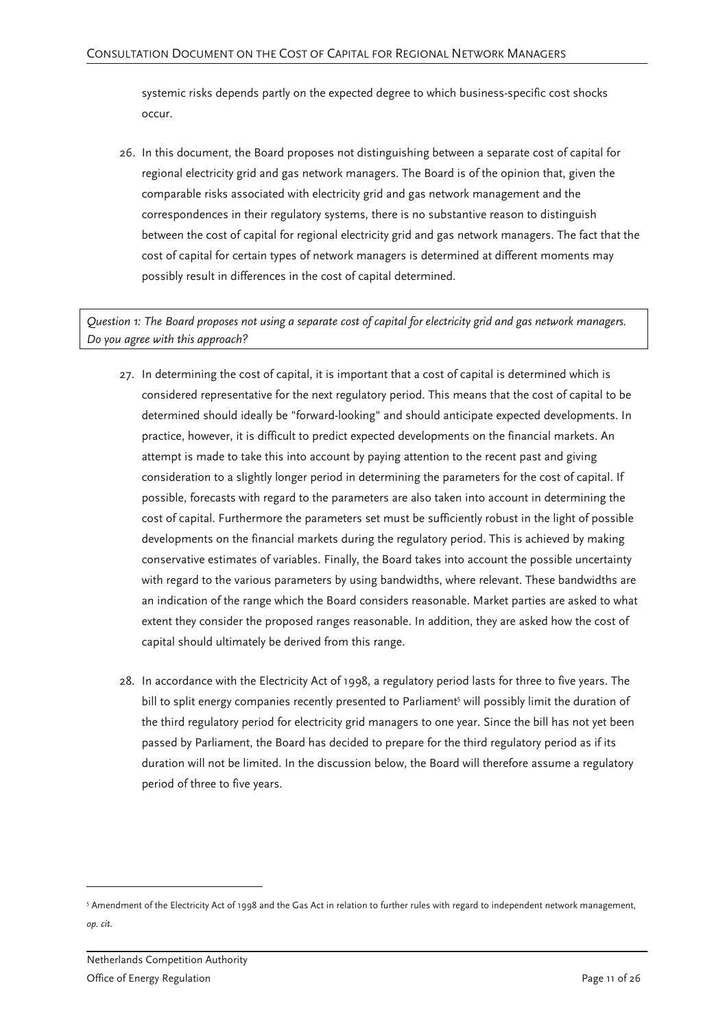systemic risks depends partly on the expected degree to which business-specific cost shocks occur.

26. In this document, the Board proposes not distinguishing between a separate cost of capital for regional electricity grid and gas network managers. The Board is of the opinion that, given the comparable risks associated with electricity grid and gas network management and the correspondences in their regulatory systems, there is no substantive reason to distinguish between the cost of capital for regional electricity grid and gas network managers. The fact that the cost of capital for certain types of network managers is determined at different moments may possibly result in differences in the cost of capital determined.

*Question 1: The Board proposes not using a separate cost of capital for electricity grid and gas network managers. Do you agree with this approach?*

27. In determining the cost of capital, it is important that a cost of capital is determined which is considered representative for the next regulatory period. This means that the cost of capital to be determined should ideally be "forward-looking" and should anticipate expected developments. In practice, however, it is difficult to predict expected developments on the financial markets. An attempt is made to take this into account by paying attention to the recent past and giving consideration to a slightly longer period in determining the parameters for the cost of capital. If possible, forecasts with regard to the parameters are also taken into account in determining the cost of capital. Furthermore the parameters set must be sufficiently robust in the light of possible developments on the financial markets during the regulatory period. This is achieved by making conservative estimates of variables. Finally, the Board takes into account the possible uncertainty with regard to the various parameters by using bandwidths, where relevant. These bandwidths are an indication of the range which the Board considers reasonable. Market parties are asked to what extent they consider the proposed ranges reasonable. In addition, they are asked how the cost of capital should ultimately be derived from this range.

28. In accordance with the Electricity Act of 1998, a regulatory period lasts for three to five years. The bill to split energy companies recently presented to Parliament[5] will possibly limit the duration of the third regulatory period for electricity grid managers to one year. Since the bill has not yet been passed by Parliament, the Board has decided to prepare for the third regulatory period as if its duration will not be limited. In the discussion below, the Board will therefore assume a regulatory period of three to five years.

[5] Amendment of the Electricity Act of 1998 and the Gas Act in relation to further rules with regard to independent network management, *op. cit.*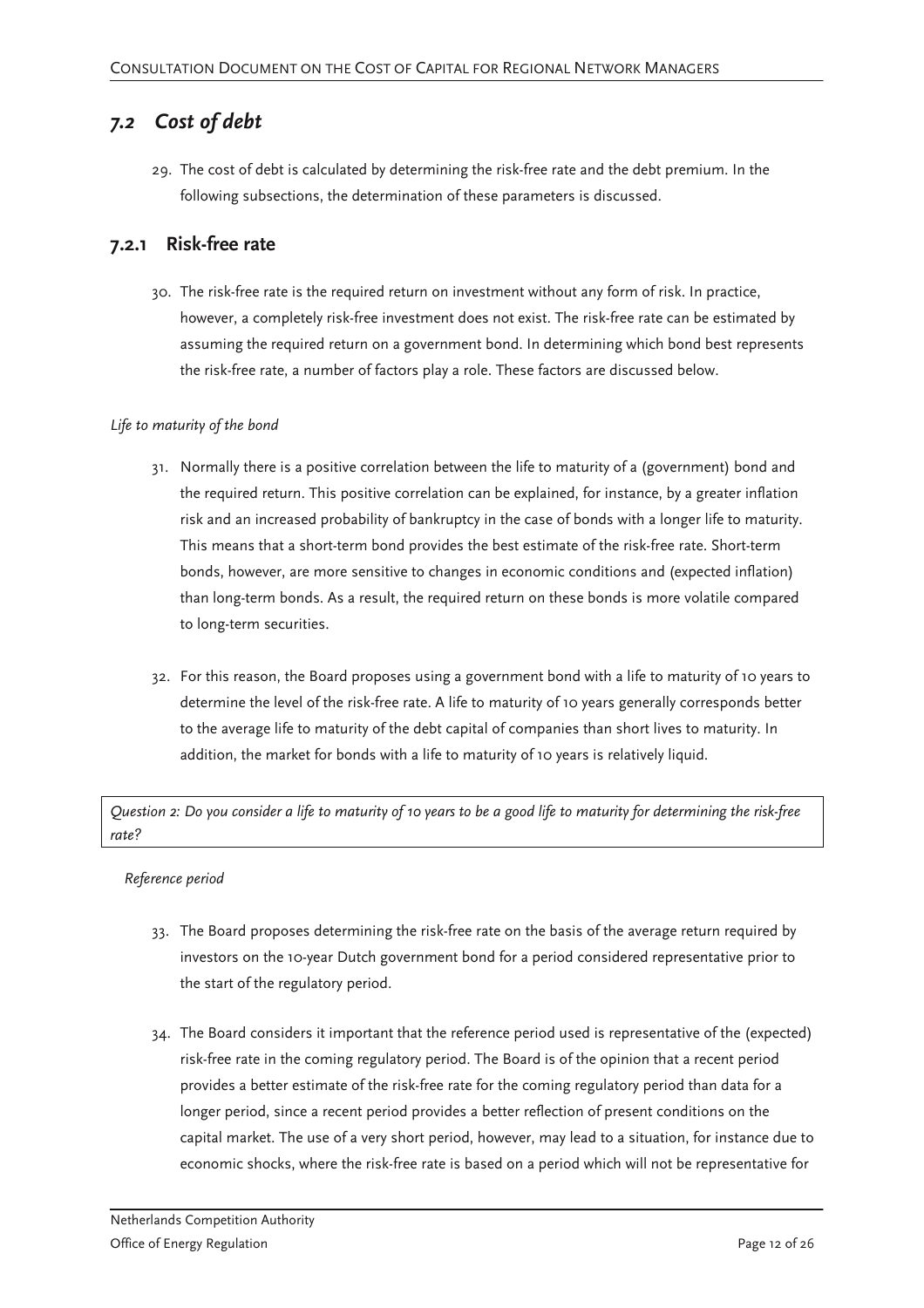## *7.2 Cost of debt*

29. The cost of debt is calculated by determining the risk-free rate and the debt premium. In the following subsections, the determination of these parameters is discussed.

### 7.2.1 Risk-free rate

30. The risk-free rate is the required return on investment without any form of risk. In practice, however, a completely risk-free investment does not exist. The risk-free rate can be estimated by assuming the required return on a government bond. In determining which bond best represents the risk-free rate, a number of factors play a role. These factors are discussed below.

*Life to maturity of the bond*

31. Normally there is a positive correlation between the life to maturity of a (government) bond and the required return. This positive correlation can be explained, for instance, by a greater inflation risk and an increased probability of bankruptcy in the case of bonds with a longer life to maturity. This means that a short-term bond provides the best estimate of the risk-free rate. Short-term bonds, however, are more sensitive to changes in economic conditions and (expected inflation) than long-term bonds. As a result, the required return on these bonds is more volatile compared to long-term securities.

32. For this reason, the Board proposes using a government bond with a life to maturity of 10 years to determine the level of the risk-free rate. A life to maturity of 10 years generally corresponds better to the average life to maturity of the debt capital of companies than short lives to maturity. In addition, the market for bonds with a life to maturity of 10 years is relatively liquid.

*Question 2: Do you consider a life to maturity of 10 years to be a good life to maturity for determining the risk-free rate?*

*Reference period*

33. The Board proposes determining the risk-free rate on the basis of the average return required by investors on the 10-year Dutch government bond for a period considered representative prior to the start of the regulatory period.

34. The Board considers it important that the reference period used is representative of the (expected) risk-free rate in the coming regulatory period. The Board is of the opinion that a recent period provides a better estimate of the risk-free rate for the coming regulatory period than data for a longer period, since a recent period provides a better reflection of present conditions on the capital market. The use of a very short period, however, may lead to a situation, for instance due to economic shocks, where the risk-free rate is based on a period which will not be representative for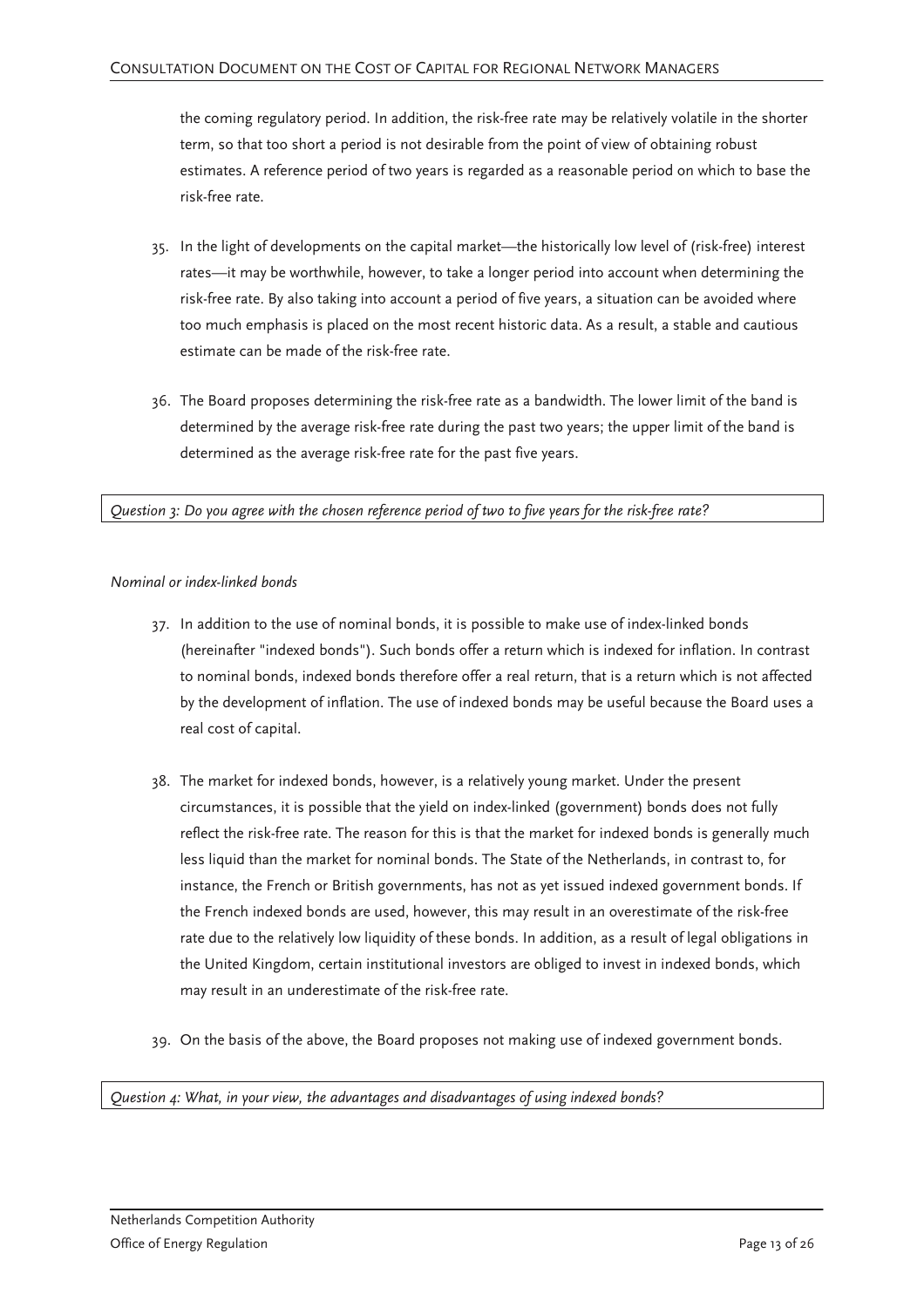the coming regulatory period. In addition, the risk-free rate may be relatively volatile in the shorter term, so that too short a period is not desirable from the point of view of obtaining robust estimates. A reference period of two years is regarded as a reasonable period on which to base the risk-free rate.

35. In the light of developments on the capital market—the historically low level of (risk-free) interest rates—it may be worthwhile, however, to take a longer period into account when determining the risk-free rate. By also taking into account a period of five years, a situation can be avoided where too much emphasis is placed on the most recent historic data. As a result, a stable and cautious estimate can be made of the risk-free rate.

36. The Board proposes determining the risk-free rate as a bandwidth. The lower limit of the band is determined by the average risk-free rate during the past two years; the upper limit of the band is determined as the average risk-free rate for the past five years.

*Question 3: Do you agree with the chosen reference period of two to five years for the risk-free rate?*

*Nominal or index-linked bonds*

37. In addition to the use of nominal bonds, it is possible to make use of index-linked bonds (hereinafter "indexed bonds"). Such bonds offer a return which is indexed for inflation. In contrast to nominal bonds, indexed bonds therefore offer a real return, that is a return which is not affected by the development of inflation. The use of indexed bonds may be useful because the Board uses a real cost of capital.

38. The market for indexed bonds, however, is a relatively young market. Under the present circumstances, it is possible that the yield on index-linked (government) bonds does not fully reflect the risk-free rate. The reason for this is that the market for indexed bonds is generally much less liquid than the market for nominal bonds. The State of the Netherlands, in contrast to, for instance, the French or British governments, has not as yet issued indexed government bonds. If the French indexed bonds are used, however, this may result in an overestimate of the risk-free rate due to the relatively low liquidity of these bonds. In addition, as a result of legal obligations in the United Kingdom, certain institutional investors are obliged to invest in indexed bonds, which may result in an underestimate of the risk-free rate.

39. On the basis of the above, the Board proposes not making use of indexed government bonds.

*Question 4: What, in your view, the advantages and disadvantages of using indexed bonds?*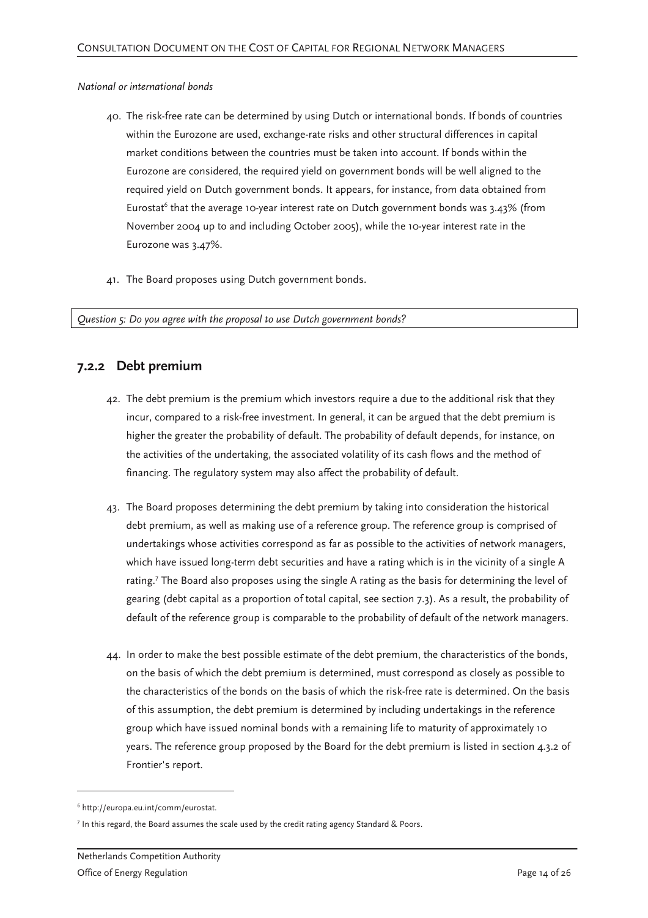*National or international bonds*

40. The risk-free rate can be determined by using Dutch or international bonds. If bonds of countries within the Eurozone are used, exchange-rate risks and other structural differences in capital market conditions between the countries must be taken into account. If bonds within the Eurozone are considered, the required yield on government bonds will be well aligned to the required yield on Dutch government bonds. It appears, for instance, from data obtained from Eurostat[6] that the average 10-year interest rate on Dutch government bonds was 3.43% (from November 2004 up to and including October 2005), while the 10-year interest rate in the Eurozone was 3.47%.

41. The Board proposes using Dutch government bonds.

*Question 5: Do you agree with the proposal to use Dutch government bonds?*

## 7.2.2 Debt premium

42. The debt premium is the premium which investors require a due to the additional risk that they incur, compared to a risk-free investment. In general, it can be argued that the debt premium is higher the greater the probability of default. The probability of default depends, for instance, on the activities of the undertaking, the associated volatility of its cash flows and the method of financing. The regulatory system may also affect the probability of default.

43. The Board proposes determining the debt premium by taking into consideration the historical debt premium, as well as making use of a reference group. The reference group is comprised of undertakings whose activities correspond as far as possible to the activities of network managers, which have issued long-term debt securities and have a rating which is in the vicinity of a single A rating.[7] The Board also proposes using the single A rating as the basis for determining the level of gearing (debt capital as a proportion of total capital, see section 7.3). As a result, the probability of default of the reference group is comparable to the probability of default of the network managers.

44. In order to make the best possible estimate of the debt premium, the characteristics of the bonds, on the basis of which the debt premium is determined, must correspond as closely as possible to the characteristics of the bonds on the basis of which the risk-free rate is determined. On the basis of this assumption, the debt premium is determined by including undertakings in the reference group which have issued nominal bonds with a remaining life to maturity of approximately 10 years. The reference group proposed by the Board for the debt premium is listed in section 4.3.2 of Frontier's report.

---

[6] http://europa.eu.int/comm/eurostat.

[7] In this regard, the Board assumes the scale used by the credit rating agency Standard & Poors.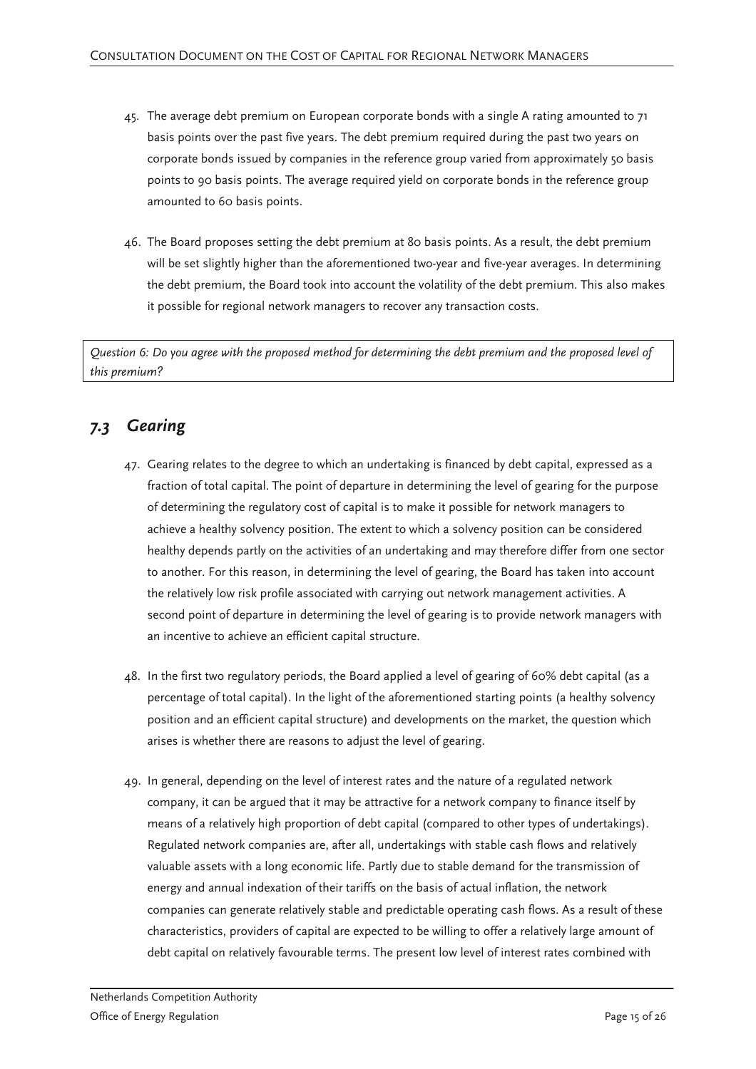45. The average debt premium on European corporate bonds with a single A rating amounted to 71 basis points over the past five years. The debt premium required during the past two years on corporate bonds issued by companies in the reference group varied from approximately 50 basis points to 90 basis points. The average required yield on corporate bonds in the reference group amounted to 60 basis points.

46. The Board proposes setting the debt premium at 80 basis points. As a result, the debt premium will be set slightly higher than the aforementioned two-year and five-year averages. In determining the debt premium, the Board took into account the volatility of the debt premium. This also makes it possible for regional network managers to recover any transaction costs.

*Question 6: Do you agree with the proposed method for determining the debt premium and the proposed level of this premium?*

## *7.3 Gearing*

47. Gearing relates to the degree to which an undertaking is financed by debt capital, expressed as a fraction of total capital. The point of departure in determining the level of gearing for the purpose of determining the regulatory cost of capital is to make it possible for network managers to achieve a healthy solvency position. The extent to which a solvency position can be considered healthy depends partly on the activities of an undertaking and may therefore differ from one sector to another. For this reason, in determining the level of gearing, the Board has taken into account the relatively low risk profile associated with carrying out network management activities. A second point of departure in determining the level of gearing is to provide network managers with an incentive to achieve an efficient capital structure.

48. In the first two regulatory periods, the Board applied a level of gearing of 60% debt capital (as a percentage of total capital). In the light of the aforementioned starting points (a healthy solvency position and an efficient capital structure) and developments on the market, the question which arises is whether there are reasons to adjust the level of gearing.

49. In general, depending on the level of interest rates and the nature of a regulated network company, it can be argued that it may be attractive for a network company to finance itself by means of a relatively high proportion of debt capital (compared to other types of undertakings). Regulated network companies are, after all, undertakings with stable cash flows and relatively valuable assets with a long economic life. Partly due to stable demand for the transmission of energy and annual indexation of their tariffs on the basis of actual inflation, the network companies can generate relatively stable and predictable operating cash flows. As a result of these characteristics, providers of capital are expected to be willing to offer a relatively large amount of debt capital on relatively favourable terms. The present low level of interest rates combined with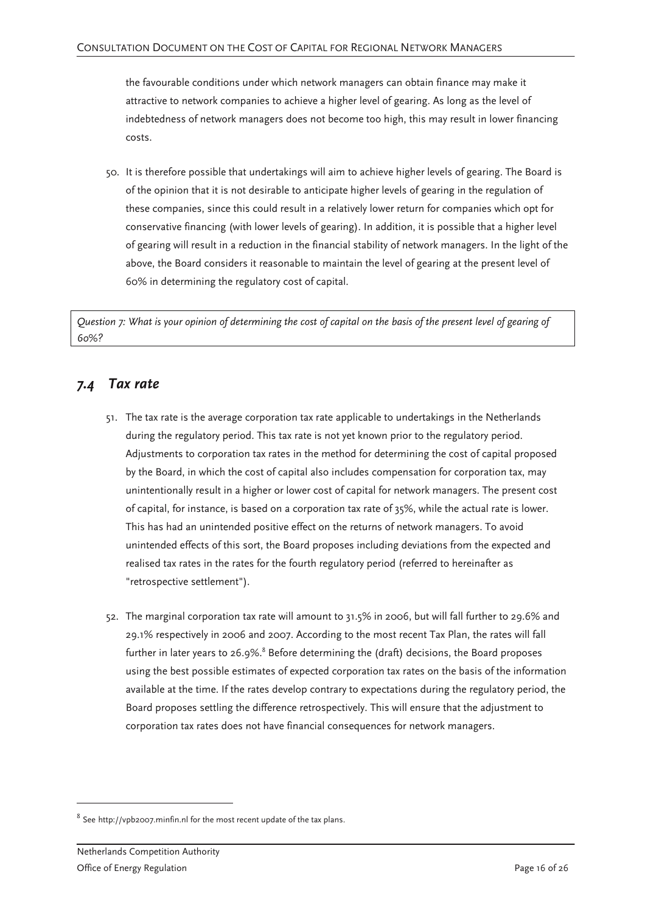the favourable conditions under which network managers can obtain finance may make it attractive to network companies to achieve a higher level of gearing. As long as the level of indebtedness of network managers does not become too high, this may result in lower financing costs.

50. It is therefore possible that undertakings will aim to achieve higher levels of gearing. The Board is of the opinion that it is not desirable to anticipate higher levels of gearing in the regulation of these companies, since this could result in a relatively lower return for companies which opt for conservative financing (with lower levels of gearing). In addition, it is possible that a higher level of gearing will result in a reduction in the financial stability of network managers. In the light of the above, the Board considers it reasonable to maintain the level of gearing at the present level of 60% in determining the regulatory cost of capital.

*Question 7: What is your opinion of determining the cost of capital on the basis of the present level of gearing of 60%?*

## 7.4 Tax rate

51. The tax rate is the average corporation tax rate applicable to undertakings in the Netherlands during the regulatory period. This tax rate is not yet known prior to the regulatory period. Adjustments to corporation tax rates in the method for determining the cost of capital proposed by the Board, in which the cost of capital also includes compensation for corporation tax, may unintentionally result in a higher or lower cost of capital for network managers. The present cost of capital, for instance, is based on a corporation tax rate of 35%, while the actual rate is lower. This has had an unintended positive effect on the returns of network managers. To avoid unintended effects of this sort, the Board proposes including deviations from the expected and realised tax rates in the rates for the fourth regulatory period (referred to hereinafter as "retrospective settlement").

52. The marginal corporation tax rate will amount to 31.5% in 2006, but will fall further to 29.6% and 29.1% respectively in 2006 and 2007. According to the most recent Tax Plan, the rates will fall further in later years to 26.9%.[8] Before determining the (draft) decisions, the Board proposes using the best possible estimates of expected corporation tax rates on the basis of the information available at the time. If the rates develop contrary to expectations during the regulatory period, the Board proposes settling the difference retrospectively. This will ensure that the adjustment to corporation tax rates does not have financial consequences for network managers.

[8] See http://vpb2007.minfin.nl for the most recent update of the tax plans.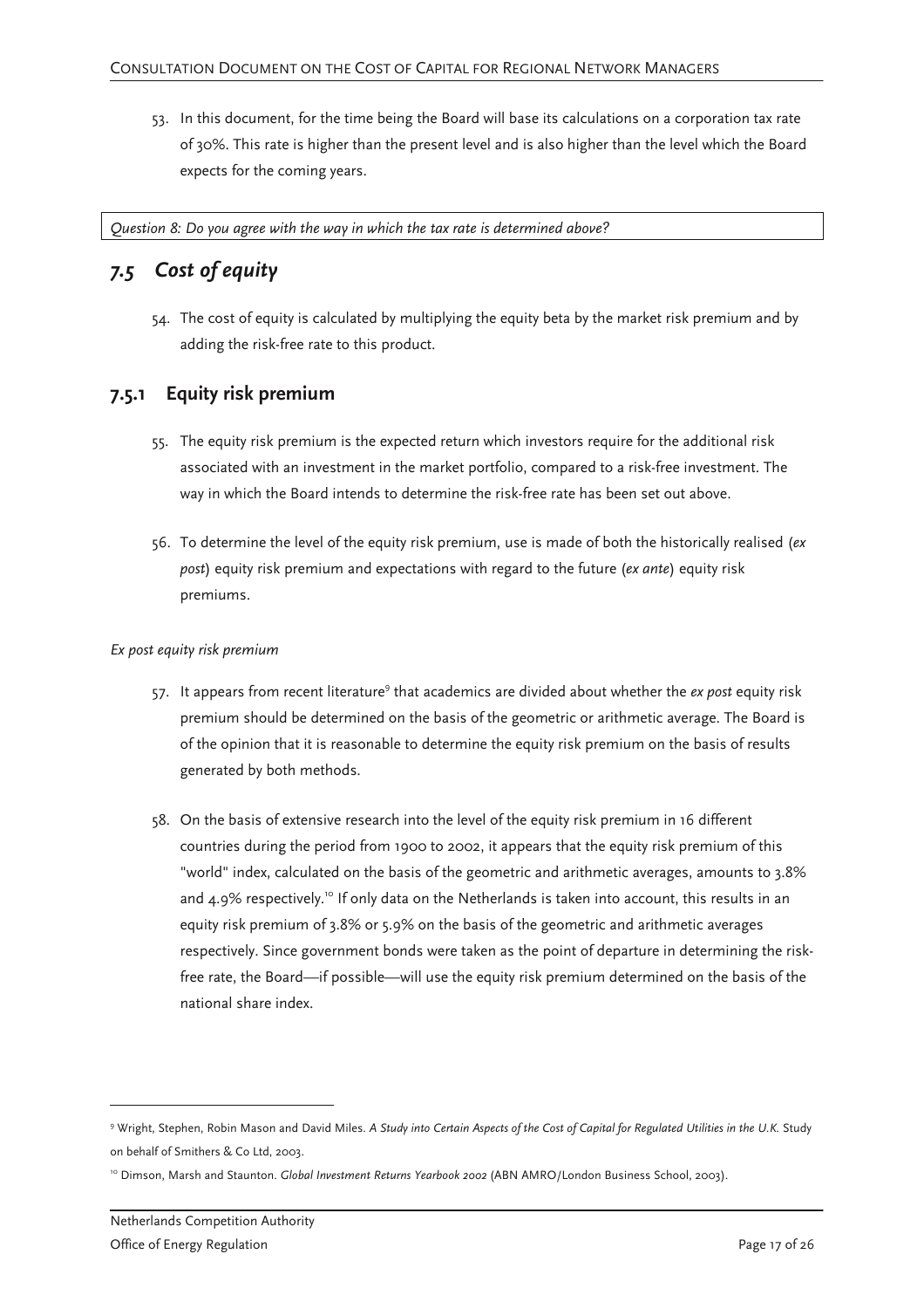53. In this document, for the time being the Board will base its calculations on a corporation tax rate of 30%. This rate is higher than the present level and is also higher than the level which the Board expects for the coming years.

*Question 8: Do you agree with the way in which the tax rate is determined above?*

## *7.5 Cost of equity*

54. The cost of equity is calculated by multiplying the equity beta by the market risk premium and by adding the risk-free rate to this product.

### 7.5.1 Equity risk premium

55. The equity risk premium is the expected return which investors require for the additional risk associated with an investment in the market portfolio, compared to a risk-free investment. The way in which the Board intends to determine the risk-free rate has been set out above.

56. To determine the level of the equity risk premium, use is made of both the historically realised (*ex post*) equity risk premium and expectations with regard to the future (*ex ante*) equity risk premiums.

*Ex post equity risk premium*

57. It appears from recent literature[9] that academics are divided about whether the *ex post* equity risk premium should be determined on the basis of the geometric or arithmetic average. The Board is of the opinion that it is reasonable to determine the equity risk premium on the basis of results generated by both methods.

58. On the basis of extensive research into the level of the equity risk premium in 16 different countries during the period from 1900 to 2002, it appears that the equity risk premium of this "world" index, calculated on the basis of the geometric and arithmetic averages, amounts to 3.8% and 4.9% respectively.[10] If only data on the Netherlands is taken into account, this results in an equity risk premium of 3.8% or 5.9% on the basis of the geometric and arithmetic averages respectively. Since government bonds were taken as the point of departure in determining the risk-free rate, the Board—if possible—will use the equity risk premium determined on the basis of the national share index.

---

[9] Wright, Stephen, Robin Mason and David Miles. *A Study into Certain Aspects of the Cost of Capital for Regulated Utilities in the U.K.* Study on behalf of Smithers & Co Ltd, 2003.

[10] Dimson, Marsh and Staunton. *Global Investment Returns Yearbook 2002* (ABN AMRO/London Business School, 2003).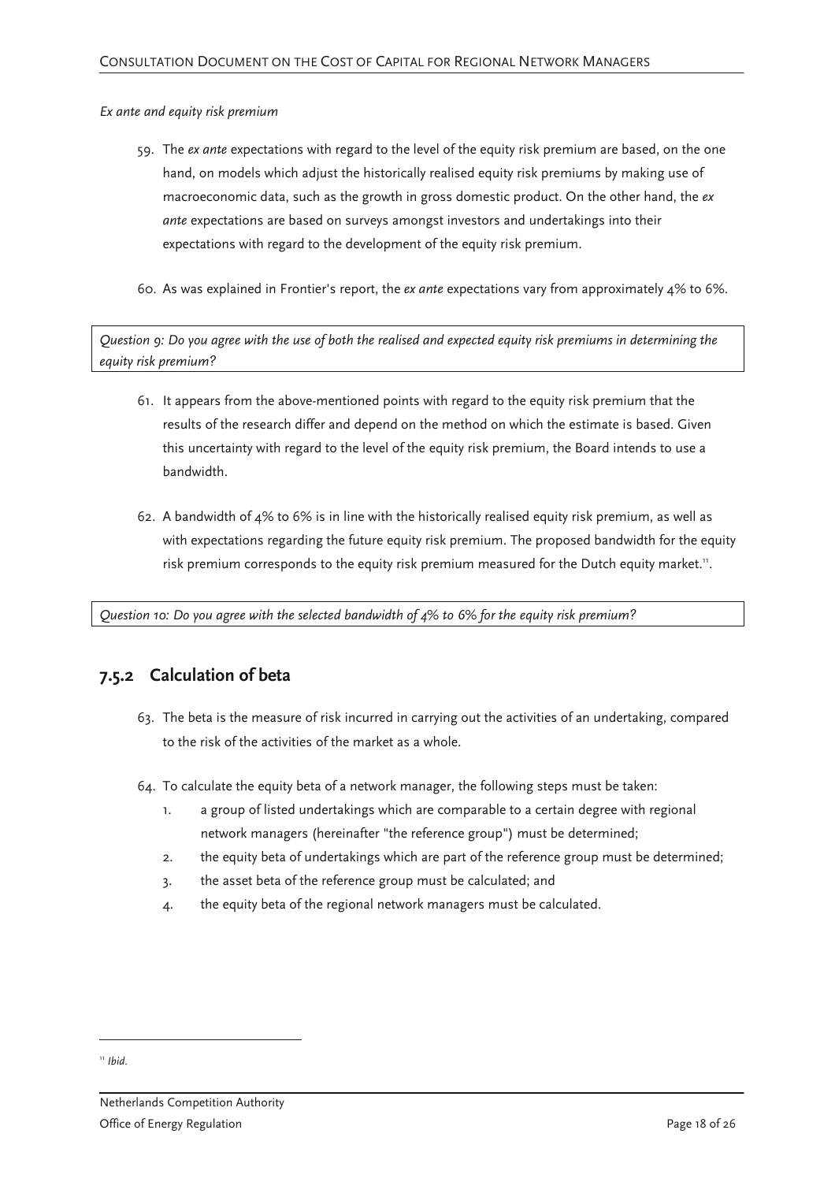*Ex ante and equity risk premium*

59. The *ex ante* expectations with regard to the level of the equity risk premium are based, on the one hand, on models which adjust the historically realised equity risk premiums by making use of macroeconomic data, such as the growth in gross domestic product. On the other hand, the *ex ante* expectations are based on surveys amongst investors and undertakings into their expectations with regard to the development of the equity risk premium.

60. As was explained in Frontier's report, the *ex ante* expectations vary from approximately 4% to 6%.

*Question 9: Do you agree with the use of both the realised and expected equity risk premiums in determining the equity risk premium?*

61. It appears from the above-mentioned points with regard to the equity risk premium that the results of the research differ and depend on the method on which the estimate is based. Given this uncertainty with regard to the level of the equity risk premium, the Board intends to use a bandwidth.

62. A bandwidth of 4% to 6% is in line with the historically realised equity risk premium, as well as with expectations regarding the future equity risk premium. The proposed bandwidth for the equity risk premium corresponds to the equity risk premium measured for the Dutch equity market.[11].

*Question 10: Do you agree with the selected bandwidth of 4% to 6% for the equity risk premium?*

### 7.5.2 Calculation of beta

63. The beta is the measure of risk incurred in carrying out the activities of an undertaking, compared to the risk of the activities of the market as a whole.

64. To calculate the equity beta of a network manager, the following steps must be taken:
    1. a group of listed undertakings which are comparable to a certain degree with regional network managers (hereinafter "the reference group") must be determined;
    2. the equity beta of undertakings which are part of the reference group must be determined;
    3. the asset beta of the reference group must be calculated; and
    4. the equity beta of the regional network managers must be calculated.

---

[11] *Ibid.*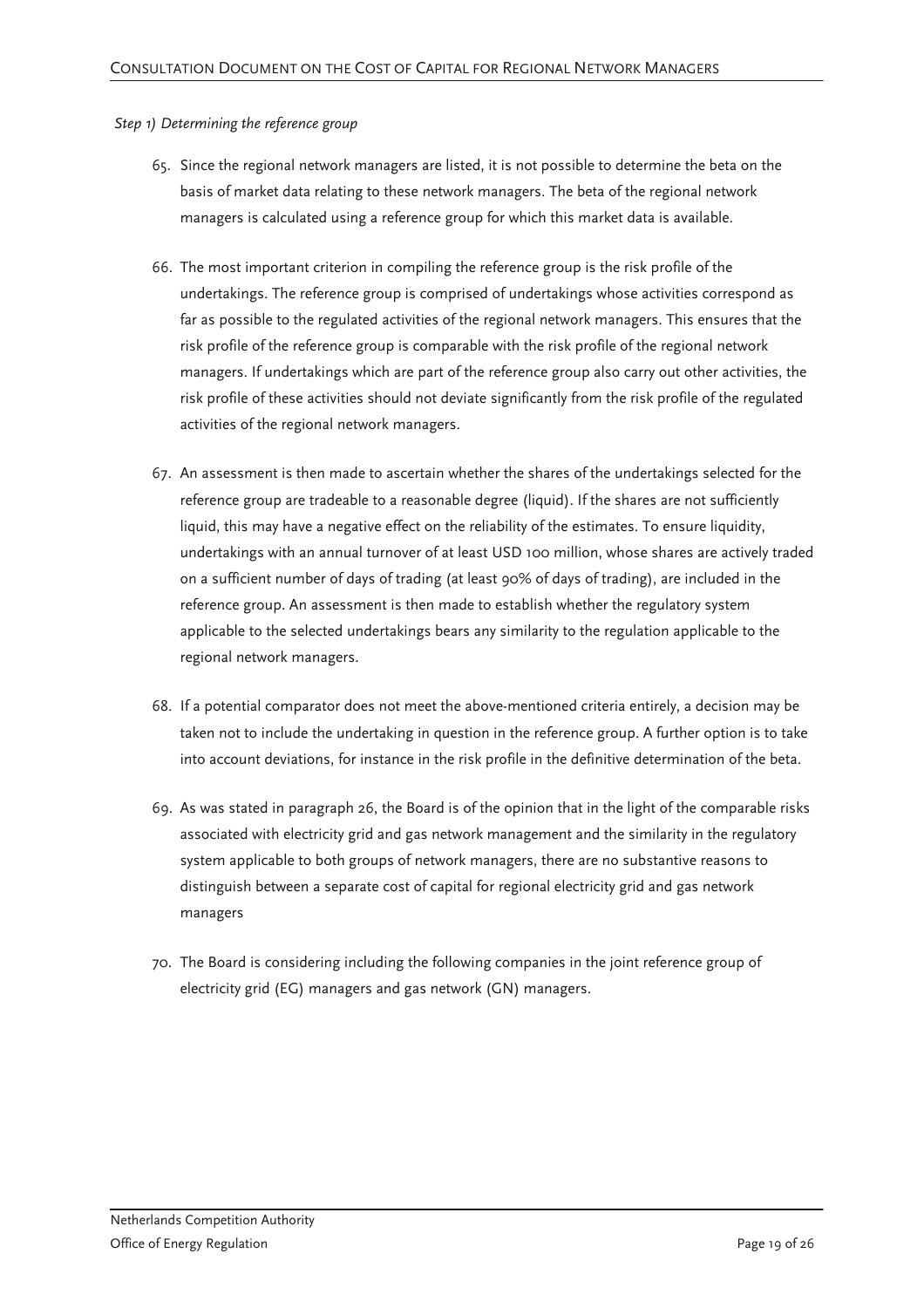*Step 1) Determining the reference group*

65. Since the regional network managers are listed, it is not possible to determine the beta on the basis of market data relating to these network managers. The beta of the regional network managers is calculated using a reference group for which this market data is available.

66. The most important criterion in compiling the reference group is the risk profile of the undertakings. The reference group is comprised of undertakings whose activities correspond as far as possible to the regulated activities of the regional network managers. This ensures that the risk profile of the reference group is comparable with the risk profile of the regional network managers. If undertakings which are part of the reference group also carry out other activities, the risk profile of these activities should not deviate significantly from the risk profile of the regulated activities of the regional network managers.

67. An assessment is then made to ascertain whether the shares of the undertakings selected for the reference group are tradeable to a reasonable degree (liquid). If the shares are not sufficiently liquid, this may have a negative effect on the reliability of the estimates. To ensure liquidity, undertakings with an annual turnover of at least USD 100 million, whose shares are actively traded on a sufficient number of days of trading (at least 90% of days of trading), are included in the reference group. An assessment is then made to establish whether the regulatory system applicable to the selected undertakings bears any similarity to the regulation applicable to the regional network managers.

68. If a potential comparator does not meet the above-mentioned criteria entirely, a decision may be taken not to include the undertaking in question in the reference group. A further option is to take into account deviations, for instance in the risk profile in the definitive determination of the beta.

69. As was stated in paragraph 26, the Board is of the opinion that in the light of the comparable risks associated with electricity grid and gas network management and the similarity in the regulatory system applicable to both groups of network managers, there are no substantive reasons to distinguish between a separate cost of capital for regional electricity grid and gas network managers

70. The Board is considering including the following companies in the joint reference group of electricity grid (EG) managers and gas network (GN) managers.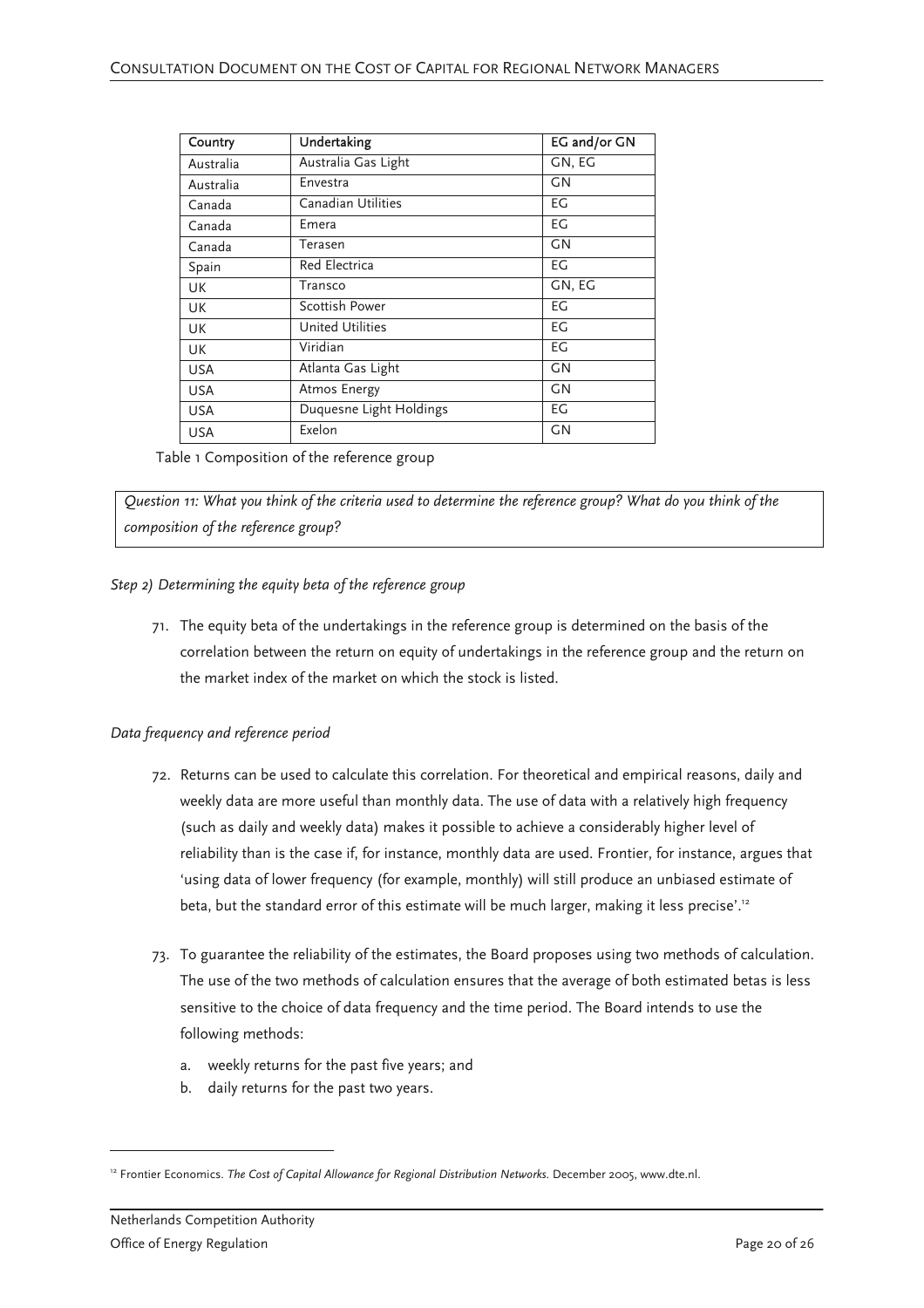| Country | Undertaking | EG and/or GN |
|---|---|---|
| Australia | Australia Gas Light | GN, EG |
| Australia | Envestra | GN |
| Canada | Canadian Utilities | EG |
| Canada | Emera | EG |
| Canada | Terasen | GN |
| Spain | Red Electrica | EG |
| UK | Transco | GN, EG |
| UK | Scottish Power | EG |
| UK | United Utilities | EG |
| UK | Viridian | EG |
| USA | Atlanta Gas Light | GN |
| USA | Atmos Energy | GN |
| USA | Duquesne Light Holdings | EG |
| USA | Exelon | GN |

Table 1 Composition of the reference group

*Question 11: What you think of the criteria used to determine the reference group? What do you think of the composition of the reference group?*

*Step 2) Determining the equity beta of the reference group*

71. The equity beta of the undertakings in the reference group is determined on the basis of the correlation between the return on equity of undertakings in the reference group and the return on the market index of the market on which the stock is listed.

*Data frequency and reference period*

72. Returns can be used to calculate this correlation. For theoretical and empirical reasons, daily and weekly data are more useful than monthly data. The use of data with a relatively high frequency (such as daily and weekly data) makes it possible to achieve a considerably higher level of reliability than is the case if, for instance, monthly data are used. Frontier, for instance, argues that 'using data of lower frequency (for example, monthly) will still produce an unbiased estimate of beta, but the standard error of this estimate will be much larger, making it less precise'.[12]

73. To guarantee the reliability of the estimates, the Board proposes using two methods of calculation. The use of the two methods of calculation ensures that the average of both estimated betas is less sensitive to the choice of data frequency and the time period. The Board intends to use the following methods:

    a. weekly returns for the past five years; and
    b. daily returns for the past two years.

[12] Frontier Economics. *The Cost of Capital Allowance for Regional Distribution Networks.* December 2005, www.dte.nl.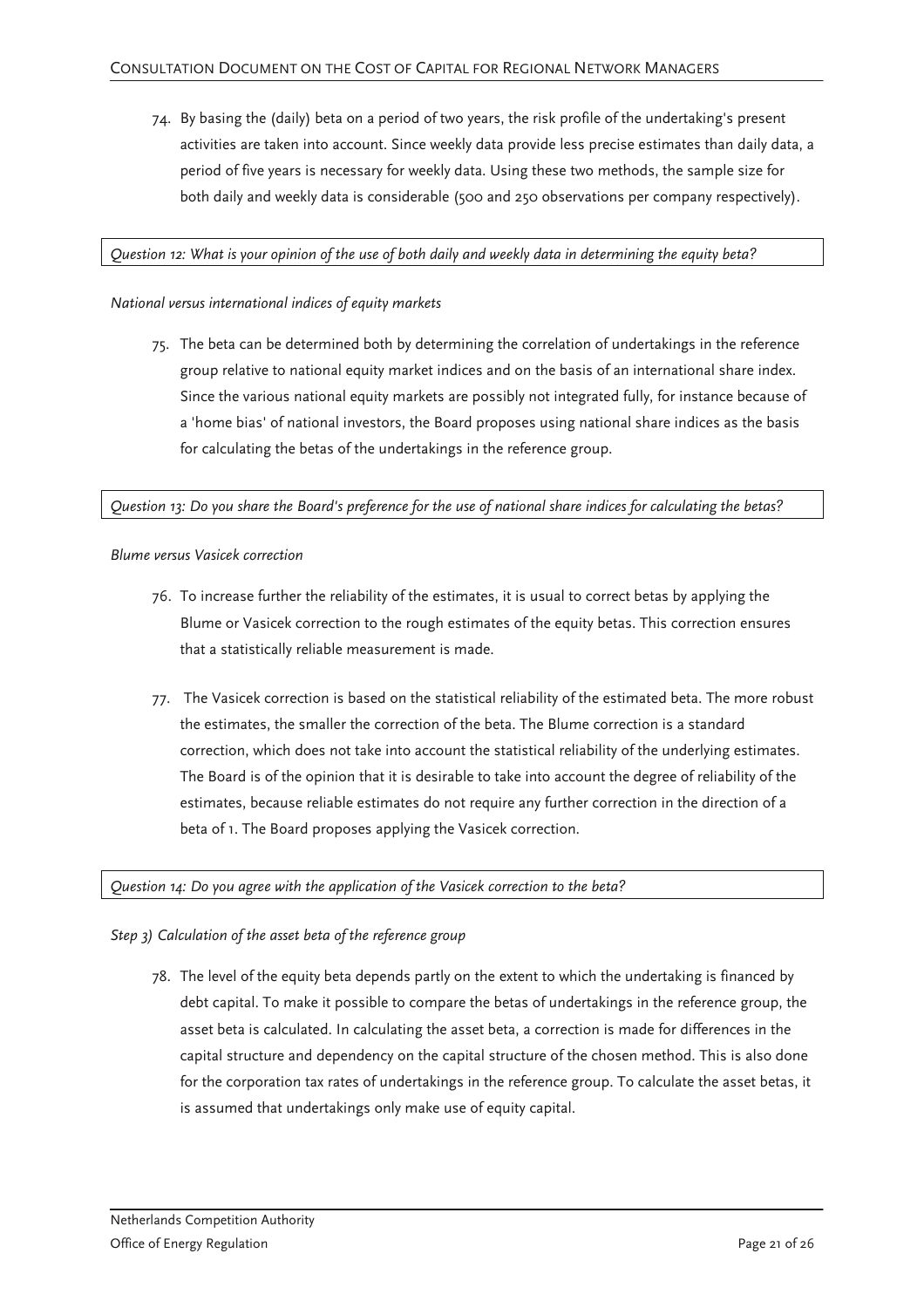74. By basing the (daily) beta on a period of two years, the risk profile of the undertaking's present activities are taken into account. Since weekly data provide less precise estimates than daily data, a period of five years is necessary for weekly data. Using these two methods, the sample size for both daily and weekly data is considerable (500 and 250 observations per company respectively).

*Question 12: What is your opinion of the use of both daily and weekly data in determining the equity beta?*

*National versus international indices of equity markets*

75. The beta can be determined both by determining the correlation of undertakings in the reference group relative to national equity market indices and on the basis of an international share index. Since the various national equity markets are possibly not integrated fully, for instance because of a 'home bias' of national investors, the Board proposes using national share indices as the basis for calculating the betas of the undertakings in the reference group.

*Question 13: Do you share the Board's preference for the use of national share indices for calculating the betas?*

*Blume versus Vasicek correction*

76. To increase further the reliability of the estimates, it is usual to correct betas by applying the Blume or Vasicek correction to the rough estimates of the equity betas. This correction ensures that a statistically reliable measurement is made.

77. The Vasicek correction is based on the statistical reliability of the estimated beta. The more robust the estimates, the smaller the correction of the beta. The Blume correction is a standard correction, which does not take into account the statistical reliability of the underlying estimates. The Board is of the opinion that it is desirable to take into account the degree of reliability of the estimates, because reliable estimates do not require any further correction in the direction of a beta of 1. The Board proposes applying the Vasicek correction.

*Question 14: Do you agree with the application of the Vasicek correction to the beta?*

*Step 3) Calculation of the asset beta of the reference group*

78. The level of the equity beta depends partly on the extent to which the undertaking is financed by debt capital. To make it possible to compare the betas of undertakings in the reference group, the asset beta is calculated. In calculating the asset beta, a correction is made for differences in the capital structure and dependency on the capital structure of the chosen method. This is also done for the corporation tax rates of undertakings in the reference group. To calculate the asset betas, it is assumed that undertakings only make use of equity capital.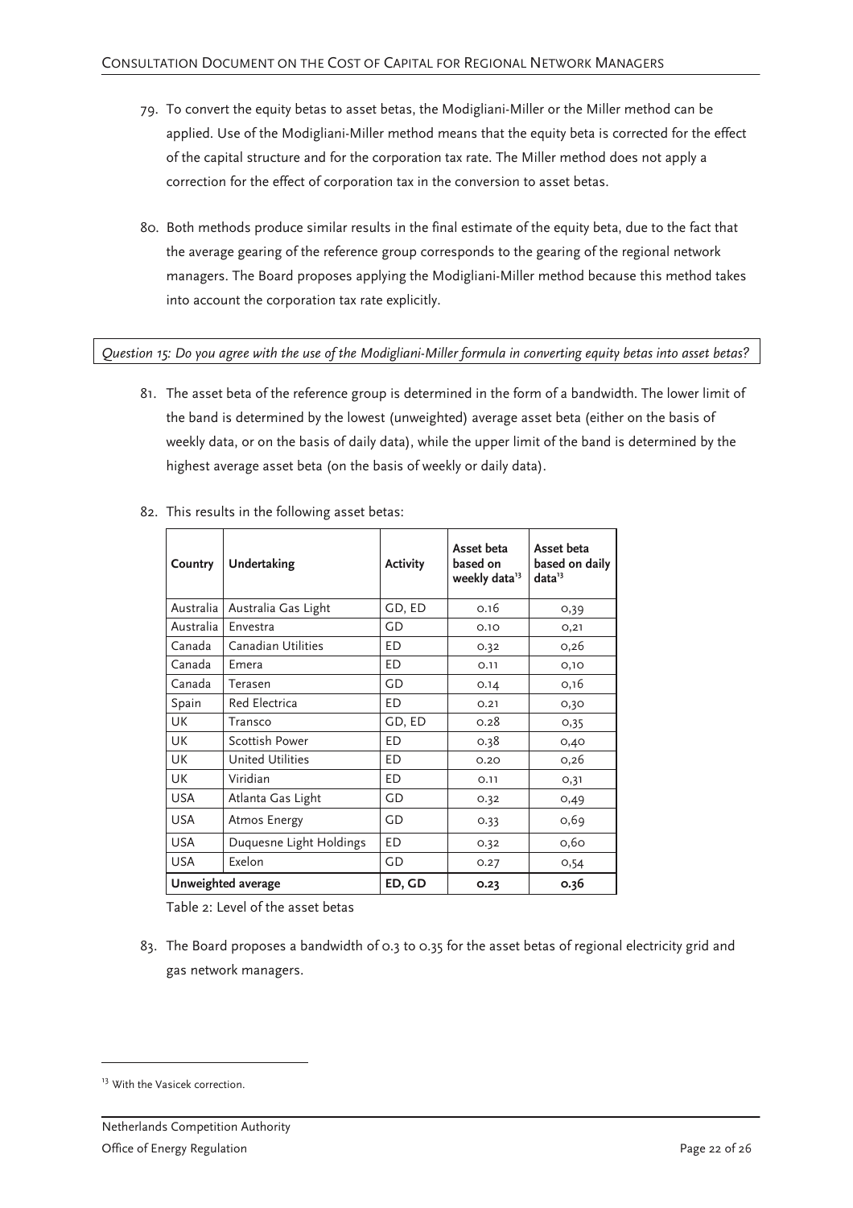79. To convert the equity betas to asset betas, the Modigliani-Miller or the Miller method can be applied. Use of the Modigliani-Miller method means that the equity beta is corrected for the effect of the capital structure and for the corporation tax rate. The Miller method does not apply a correction for the effect of corporation tax in the conversion to asset betas.

80. Both methods produce similar results in the final estimate of the equity beta, due to the fact that the average gearing of the reference group corresponds to the gearing of the regional network managers. The Board proposes applying the Modigliani-Miller method because this method takes into account the corporation tax rate explicitly.

*Question 15: Do you agree with the use of the Modigliani-Miller formula in converting equity betas into asset betas?*

81. The asset beta of the reference group is determined in the form of a bandwidth. The lower limit of the band is determined by the lowest (unweighted) average asset beta (either on the basis of weekly data, or on the basis of daily data), while the upper limit of the band is determined by the highest average asset beta (on the basis of weekly or daily data).

82. This results in the following asset betas:

| Country | Undertaking | Activity | Asset beta based on weekly data[13] | Asset beta based on daily data[13] |
|---|---|---|---|---|
| Australia | Australia Gas Light | GD, ED | 0.16 | 0,39 |
| Australia | Envestra | GD | 0.10 | 0,21 |
| Canada | Canadian Utilities | ED | 0.32 | 0,26 |
| Canada | Emera | ED | 0.11 | 0,10 |
| Canada | Terasen | GD | 0.14 | 0,16 |
| Spain | Red Electrica | ED | 0.21 | 0,30 |
| UK | Transco | GD, ED | 0.28 | 0,35 |
| UK | Scottish Power | ED | 0.38 | 0,40 |
| UK | United Utilities | ED | 0.20 | 0,26 |
| UK | Viridian | ED | 0.11 | 0,31 |
| USA | Atlanta Gas Light | GD | 0.32 | 0,49 |
| USA | Atmos Energy | GD | 0.33 | 0,69 |
| USA | Duquesne Light Holdings | ED | 0.32 | 0,60 |
| USA | Exelon | GD | 0.27 | 0,54 |
| **Unweighted average** | | **ED, GD** | **0.23** | **0.36** |

Table 2: Level of the asset betas

83. The Board proposes a bandwidth of 0.3 to 0.35 for the asset betas of regional electricity grid and gas network managers.

[13] With the Vasicek correction.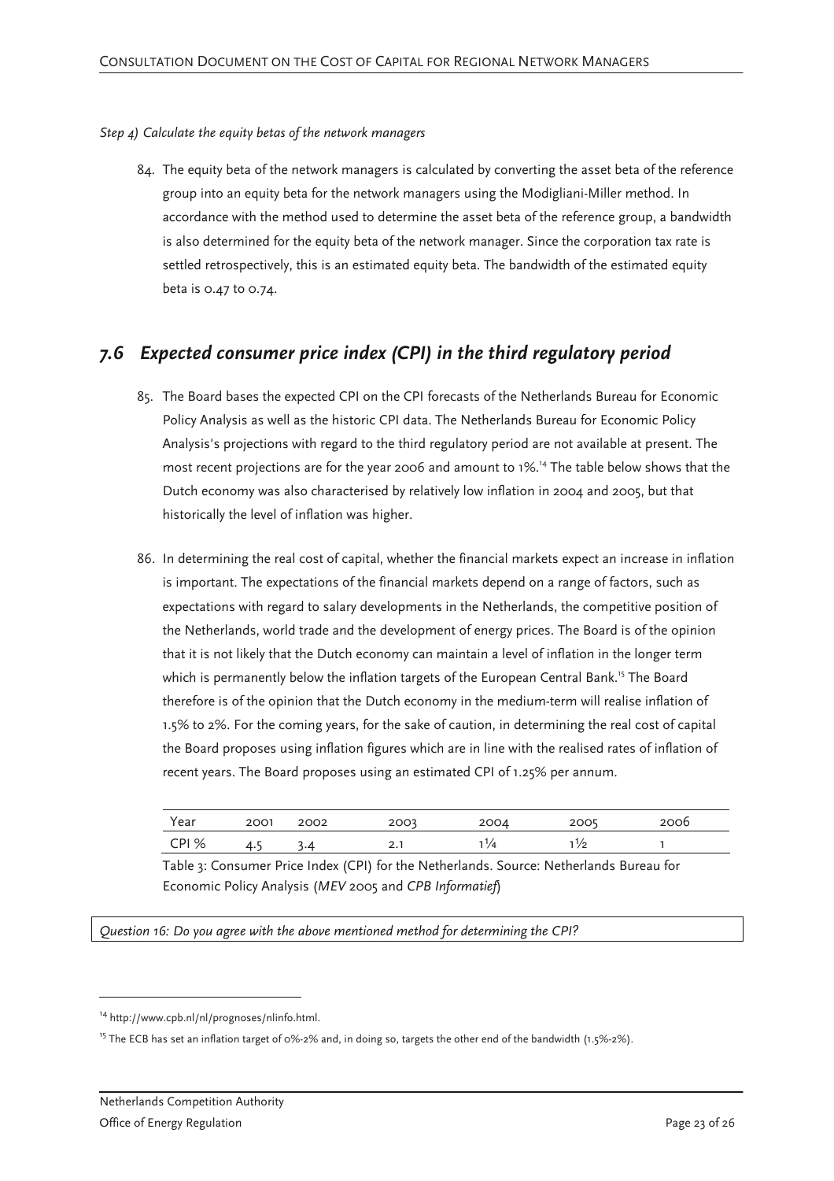*Step 4) Calculate the equity betas of the network managers*

84. The equity beta of the network managers is calculated by converting the asset beta of the reference group into an equity beta for the network managers using the Modigliani-Miller method. In accordance with the method used to determine the asset beta of the reference group, a bandwidth is also determined for the equity beta of the network manager. Since the corporation tax rate is settled retrospectively, this is an estimated equity beta. The bandwidth of the estimated equity beta is 0.47 to 0.74.

## 7.6 Expected consumer price index (CPI) in the third regulatory period

85. The Board bases the expected CPI on the CPI forecasts of the Netherlands Bureau for Economic Policy Analysis as well as the historic CPI data. The Netherlands Bureau for Economic Policy Analysis's projections with regard to the third regulatory period are not available at present. The most recent projections are for the year 2006 and amount to 1%.[14] The table below shows that the Dutch economy was also characterised by relatively low inflation in 2004 and 2005, but that historically the level of inflation was higher.

86. In determining the real cost of capital, whether the financial markets expect an increase in inflation is important. The expectations of the financial markets depend on a range of factors, such as expectations with regard to salary developments in the Netherlands, the competitive position of the Netherlands, world trade and the development of energy prices. The Board is of the opinion that it is not likely that the Dutch economy can maintain a level of inflation in the longer term which is permanently below the inflation targets of the European Central Bank.[15] The Board therefore is of the opinion that the Dutch economy in the medium-term will realise inflation of 1.5% to 2%. For the coming years, for the sake of caution, in determining the real cost of capital the Board proposes using inflation figures which are in line with the realised rates of inflation of recent years. The Board proposes using an estimated CPI of 1.25% per annum.

| Year | 2001 | 2002 | 2003 | 2004 | 2005 | 2006 |
|---|---|---|---|---|---|---|
| CPI % | 4.5 | 3.4 | 2.1 | 1¼ | 1½ | 1 |

Table 3: Consumer Price Index (CPI) for the Netherlands. Source: Netherlands Bureau for Economic Policy Analysis (*MEV* 2005 and *CPB Informatief*)

*Question 16: Do you agree with the above mentioned method for determining the CPI?*

[14] http://www.cpb.nl/nl/prognoses/nlinfo.html.

[15] The ECB has set an inflation target of 0%-2% and, in doing so, targets the other end of the bandwidth (1.5%-2%).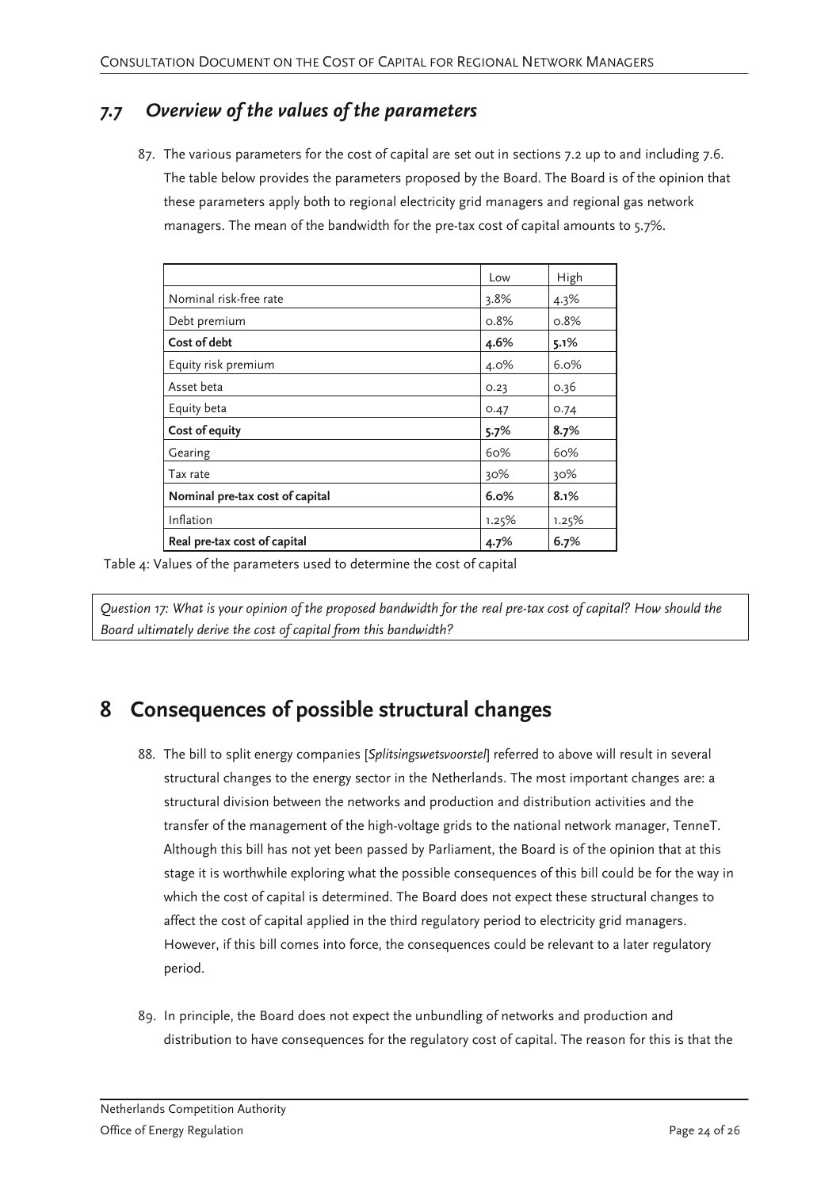## 7.7 *Overview of the values of the parameters*

87. The various parameters for the cost of capital are set out in sections 7.2 up to and including 7.6. The table below provides the parameters proposed by the Board. The Board is of the opinion that these parameters apply both to regional electricity grid managers and regional gas network managers. The mean of the bandwidth for the pre-tax cost of capital amounts to 5.7%.

| | Low | High |
|---|---|---|
| Nominal risk-free rate | 3.8% | 4.3% |
| Debt premium | 0.8% | 0.8% |
| **Cost of debt** | **4.6%** | **5.1%** |
| Equity risk premium | 4.0% | 6.0% |
| Asset beta | 0.23 | 0.36 |
| Equity beta | 0.47 | 0.74 |
| **Cost of equity** | **5.7%** | **8.7%** |
| Gearing | 60% | 60% |
| Tax rate | 30% | 30% |
| **Nominal pre-tax cost of capital** | **6.0%** | **8.1%** |
| Inflation | 1.25% | 1.25% |
| **Real pre-tax cost of capital** | **4.7%** | **6.7%** |

Table 4: Values of the parameters used to determine the cost of capital

*Question 17: What is your opinion of the proposed bandwidth for the real pre-tax cost of capital? How should the Board ultimately derive the cost of capital from this bandwidth?*

# 8 Consequences of possible structural changes

88. The bill to split energy companies [*Splitsingswetsvoorstel*] referred to above will result in several structural changes to the energy sector in the Netherlands. The most important changes are: a structural division between the networks and production and distribution activities and the transfer of the management of the high-voltage grids to the national network manager, TenneT. Although this bill has not yet been passed by Parliament, the Board is of the opinion that at this stage it is worthwhile exploring what the possible consequences of this bill could be for the way in which the cost of capital is determined. The Board does not expect these structural changes to affect the cost of capital applied in the third regulatory period to electricity grid managers. However, if this bill comes into force, the consequences could be relevant to a later regulatory period.

89. In principle, the Board does not expect the unbundling of networks and production and distribution to have consequences for the regulatory cost of capital. The reason for this is that the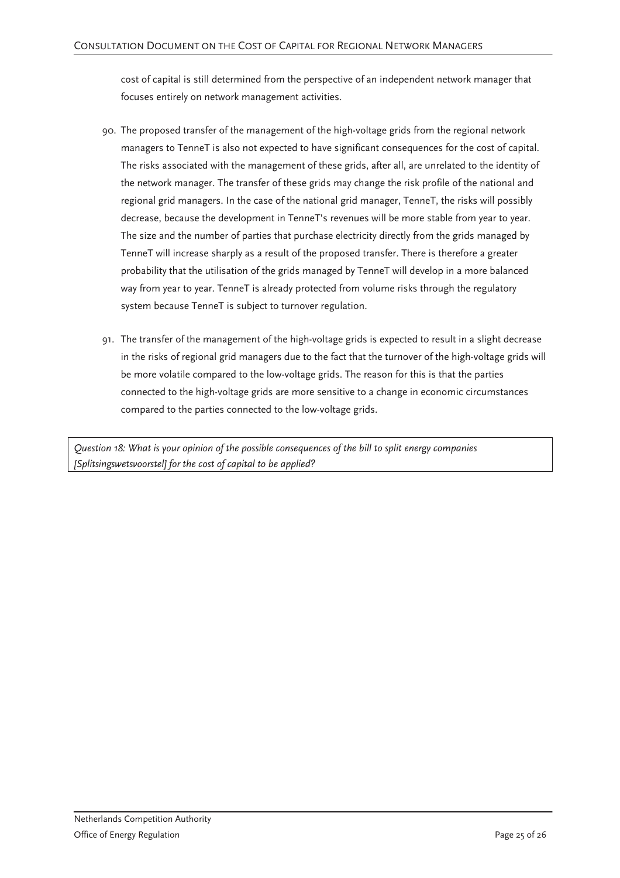cost of capital is still determined from the perspective of an independent network manager that focuses entirely on network management activities.

90. The proposed transfer of the management of the high-voltage grids from the regional network managers to TenneT is also not expected to have significant consequences for the cost of capital. The risks associated with the management of these grids, after all, are unrelated to the identity of the network manager. The transfer of these grids may change the risk profile of the national and regional grid managers. In the case of the national grid manager, TenneT, the risks will possibly decrease, because the development in TenneT's revenues will be more stable from year to year. The size and the number of parties that purchase electricity directly from the grids managed by TenneT will increase sharply as a result of the proposed transfer. There is therefore a greater probability that the utilisation of the grids managed by TenneT will develop in a more balanced way from year to year. TenneT is already protected from volume risks through the regulatory system because TenneT is subject to turnover regulation.

91. The transfer of the management of the high-voltage grids is expected to result in a slight decrease in the risks of regional grid managers due to the fact that the turnover of the high-voltage grids will be more volatile compared to the low-voltage grids. The reason for this is that the parties connected to the high-voltage grids are more sensitive to a change in economic circumstances compared to the parties connected to the low-voltage grids.

*Question 18: What is your opinion of the possible consequences of the bill to split energy companies [Splitsingswetsvoorstel] for the cost of capital to be applied?*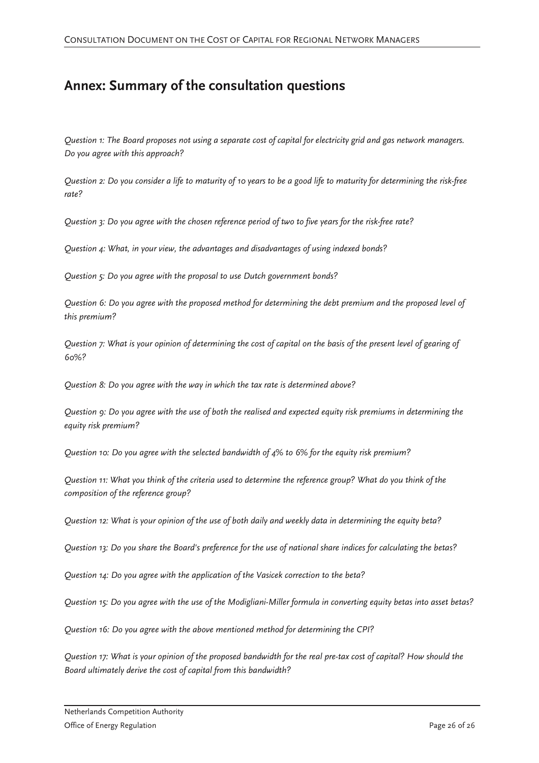## Annex: Summary of the consultation questions

*Question 1: The Board proposes not using a separate cost of capital for electricity grid and gas network managers. Do you agree with this approach?*

*Question 2: Do you consider a life to maturity of 10 years to be a good life to maturity for determining the risk-free rate?*

*Question 3: Do you agree with the chosen reference period of two to five years for the risk-free rate?*

*Question 4: What, in your view, the advantages and disadvantages of using indexed bonds?*

*Question 5: Do you agree with the proposal to use Dutch government bonds?*

*Question 6: Do you agree with the proposed method for determining the debt premium and the proposed level of this premium?*

*Question 7: What is your opinion of determining the cost of capital on the basis of the present level of gearing of 60%?*

*Question 8: Do you agree with the way in which the tax rate is determined above?*

*Question 9: Do you agree with the use of both the realised and expected equity risk premiums in determining the equity risk premium?*

*Question 10: Do you agree with the selected bandwidth of 4% to 6% for the equity risk premium?*

*Question 11: What you think of the criteria used to determine the reference group? What do you think of the composition of the reference group?*

*Question 12: What is your opinion of the use of both daily and weekly data in determining the equity beta?*

*Question 13: Do you share the Board's preference for the use of national share indices for calculating the betas?*

*Question 14: Do you agree with the application of the Vasicek correction to the beta?*

*Question 15: Do you agree with the use of the Modigliani-Miller formula in converting equity betas into asset betas?*

*Question 16: Do you agree with the above mentioned method for determining the CPI?*

*Question 17: What is your opinion of the proposed bandwidth for the real pre-tax cost of capital? How should the Board ultimately derive the cost of capital from this bandwidth?*